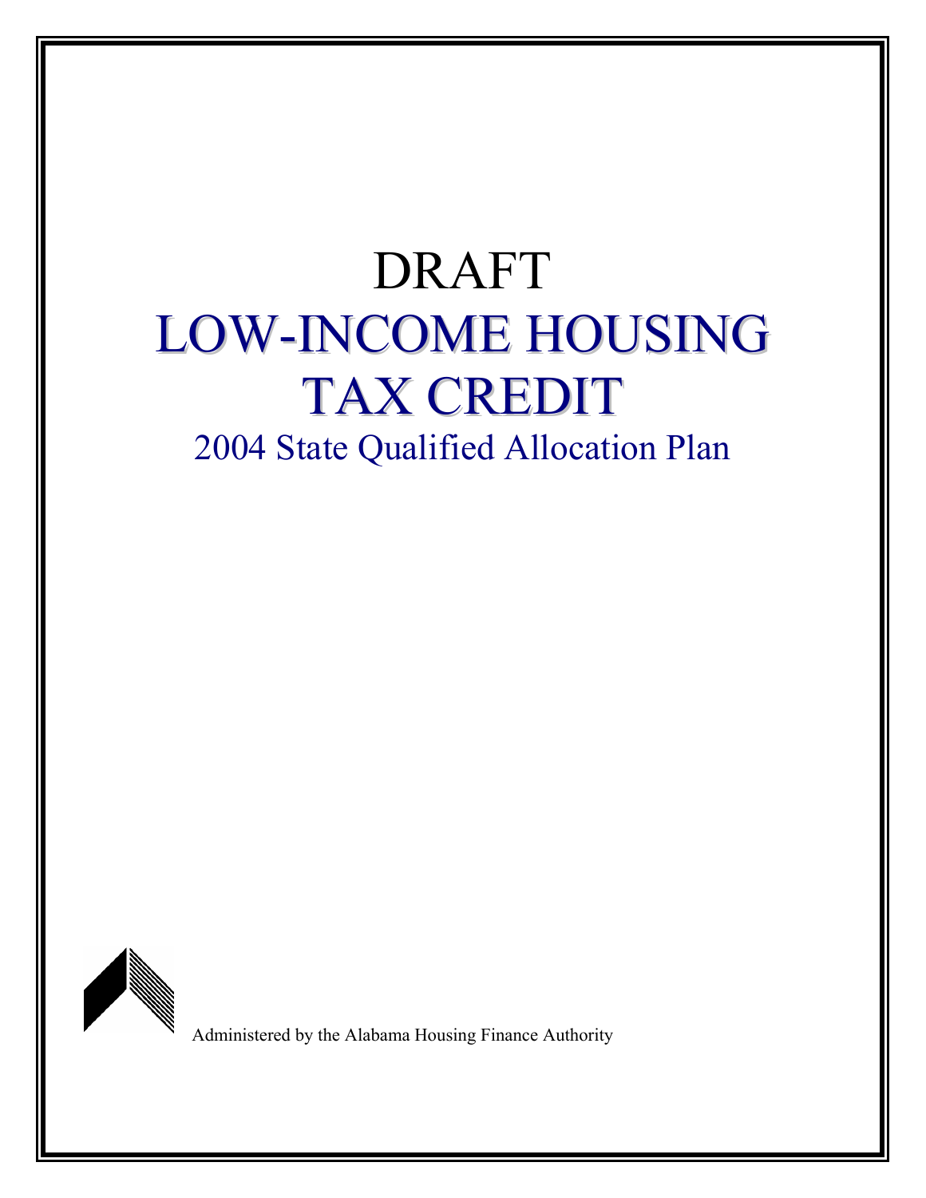# DRAFT

# LOW-INCOME HOUSING TAX CREDIT

## 2004 State Qualified Allocation Plan

Administered by the Alabama Housing Finance Authority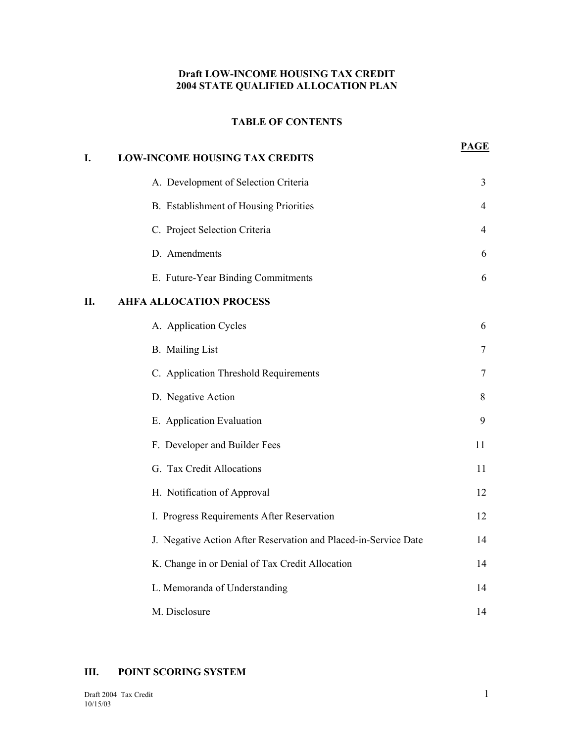**Draft LOW-INCOME HOUSING TAX CREDIT**
**2004 STATE QUALIFIED ALLOCATION PLAN**

**TABLE OF CONTENTS**

| | | **PAGE** |
|---|---|---|
| **I.** | **LOW-INCOME HOUSING TAX CREDITS** | |
| | A. Development of Selection Criteria | 3 |
| | B. Establishment of Housing Priorities | 4 |
| | C. Project Selection Criteria | 4 |
| | D. Amendments | 6 |
| | E. Future-Year Binding Commitments | 6 |
| **II.** | **AHFA ALLOCATION PROCESS** | |
| | A. Application Cycles | 6 |
| | B. Mailing List | 7 |
| | C. Application Threshold Requirements | 7 |
| | D. Negative Action | 8 |
| | E. Application Evaluation | 9 |
| | F. Developer and Builder Fees | 11 |
| | G. Tax Credit Allocations | 11 |
| | H. Notification of Approval | 12 |
| | I. Progress Requirements After Reservation | 12 |
| | J. Negative Action After Reservation and Placed-in-Service Date | 14 |
| | K. Change in or Denial of Tax Credit Allocation | 14 |
| | L. Memoranda of Understanding | 14 |
| | M. Disclosure | 14 |
| **III.** | **POINT SCORING SYSTEM** | |

Draft 2004 Tax Credit
10/15/03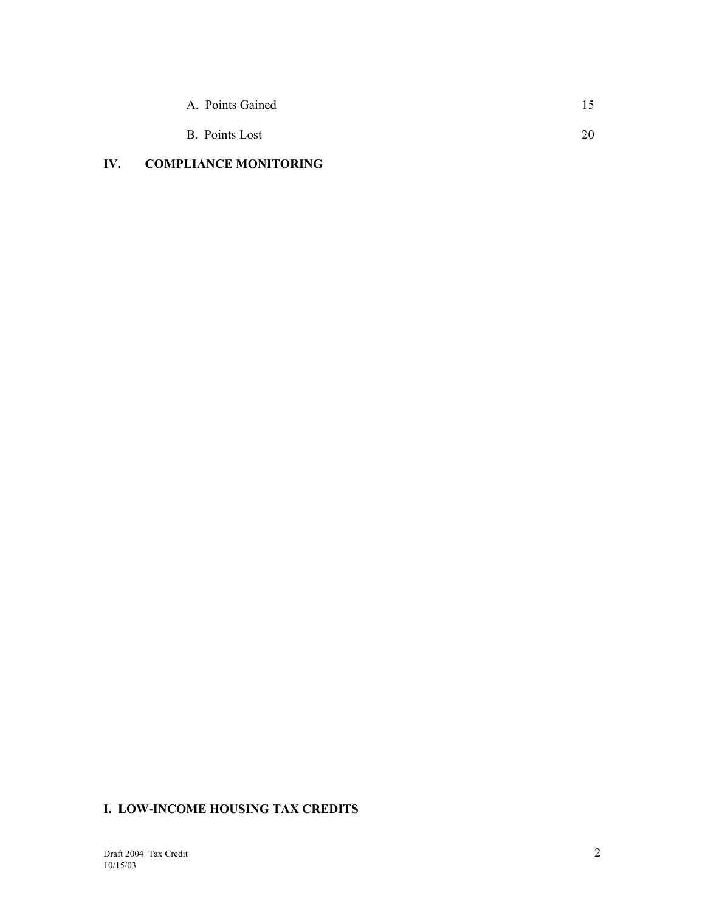A. Points Gained 15

B. Points Lost 20

**IV. COMPLIANCE MONITORING**

## I. LOW-INCOME HOUSING TAX CREDITS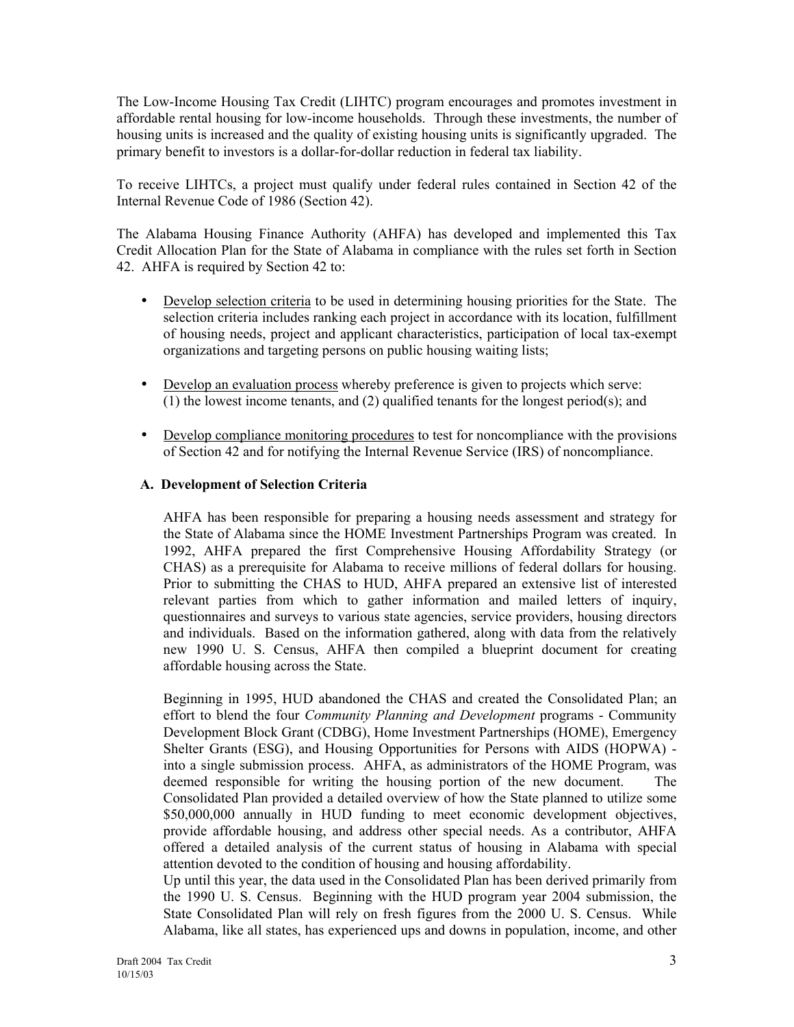The Low-Income Housing Tax Credit (LIHTC) program encourages and promotes investment in affordable rental housing for low-income households. Through these investments, the number of housing units is increased and the quality of existing housing units is significantly upgraded. The primary benefit to investors is a dollar-for-dollar reduction in federal tax liability.

To receive LIHTCs, a project must qualify under federal rules contained in Section 42 of the Internal Revenue Code of 1986 (Section 42).

The Alabama Housing Finance Authority (AHFA) has developed and implemented this Tax Credit Allocation Plan for the State of Alabama in compliance with the rules set forth in Section 42. AHFA is required by Section 42 to:

- Develop selection criteria to be used in determining housing priorities for the State. The selection criteria includes ranking each project in accordance with its location, fulfillment of housing needs, project and applicant characteristics, participation of local tax-exempt organizations and targeting persons on public housing waiting lists;
- Develop an evaluation process whereby preference is given to projects which serve: (1) the lowest income tenants, and (2) qualified tenants for the longest period(s); and
- Develop compliance monitoring procedures to test for noncompliance with the provisions of Section 42 and for notifying the Internal Revenue Service (IRS) of noncompliance.

### A. Development of Selection Criteria

AHFA has been responsible for preparing a housing needs assessment and strategy for the State of Alabama since the HOME Investment Partnerships Program was created. In 1992, AHFA prepared the first Comprehensive Housing Affordability Strategy (or CHAS) as a prerequisite for Alabama to receive millions of federal dollars for housing. Prior to submitting the CHAS to HUD, AHFA prepared an extensive list of interested relevant parties from which to gather information and mailed letters of inquiry, questionnaires and surveys to various state agencies, service providers, housing directors and individuals. Based on the information gathered, along with data from the relatively new 1990 U. S. Census, AHFA then compiled a blueprint document for creating affordable housing across the State.

Beginning in 1995, HUD abandoned the CHAS and created the Consolidated Plan; an effort to blend the four *Community Planning and Development* programs - Community Development Block Grant (CDBG), Home Investment Partnerships (HOME), Emergency Shelter Grants (ESG), and Housing Opportunities for Persons with AIDS (HOPWA) - into a single submission process. AHFA, as administrators of the HOME Program, was deemed responsible for writing the housing portion of the new document. The Consolidated Plan provided a detailed overview of how the State planned to utilize some $50,000,000 annually in HUD funding to meet economic development objectives, provide affordable housing, and address other special needs. As a contributor, AHFA offered a detailed analysis of the current status of housing in Alabama with special attention devoted to the condition of housing and housing affordability.

Up until this year, the data used in the Consolidated Plan has been derived primarily from the 1990 U. S. Census. Beginning with the HUD program year 2004 submission, the State Consolidated Plan will rely on fresh figures from the 2000 U. S. Census. While Alabama, like all states, has experienced ups and downs in population, income, and other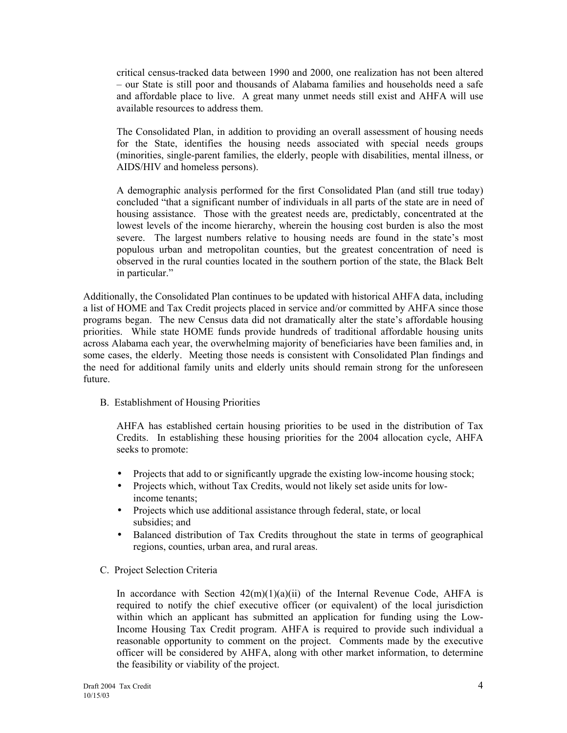critical census-tracked data between 1990 and 2000, one realization has not been altered – our State is still poor and thousands of Alabama families and households need a safe and affordable place to live. A great many unmet needs still exist and AHFA will use available resources to address them.

The Consolidated Plan, in addition to providing an overall assessment of housing needs for the State, identifies the housing needs associated with special needs groups (minorities, single-parent families, the elderly, people with disabilities, mental illness, or AIDS/HIV and homeless persons).

A demographic analysis performed for the first Consolidated Plan (and still true today) concluded "that a significant number of individuals in all parts of the state are in need of housing assistance. Those with the greatest needs are, predictably, concentrated at the lowest levels of the income hierarchy, wherein the housing cost burden is also the most severe. The largest numbers relative to housing needs are found in the state's most populous urban and metropolitan counties, but the greatest concentration of need is observed in the rural counties located in the southern portion of the state, the Black Belt in particular."

Additionally, the Consolidated Plan continues to be updated with historical AHFA data, including a list of HOME and Tax Credit projects placed in service and/or committed by AHFA since those programs began. The new Census data did not dramatically alter the state's affordable housing priorities. While state HOME funds provide hundreds of traditional affordable housing units across Alabama each year, the overwhelming majority of beneficiaries have been families and, in some cases, the elderly. Meeting those needs is consistent with Consolidated Plan findings and the need for additional family units and elderly units should remain strong for the unforeseen future.

B. Establishment of Housing Priorities

AHFA has established certain housing priorities to be used in the distribution of Tax Credits. In establishing these housing priorities for the 2004 allocation cycle, AHFA seeks to promote:

- Projects that add to or significantly upgrade the existing low-income housing stock;
- Projects which, without Tax Credits, would not likely set aside units for low-income tenants;
- Projects which use additional assistance through federal, state, or local subsidies; and
- Balanced distribution of Tax Credits throughout the state in terms of geographical regions, counties, urban area, and rural areas.

C. Project Selection Criteria

In accordance with Section 42(m)(1)(a)(ii) of the Internal Revenue Code, AHFA is required to notify the chief executive officer (or equivalent) of the local jurisdiction within which an applicant has submitted an application for funding using the Low-Income Housing Tax Credit program. AHFA is required to provide such individual a reasonable opportunity to comment on the project. Comments made by the executive officer will be considered by AHFA, along with other market information, to determine the feasibility or viability of the project.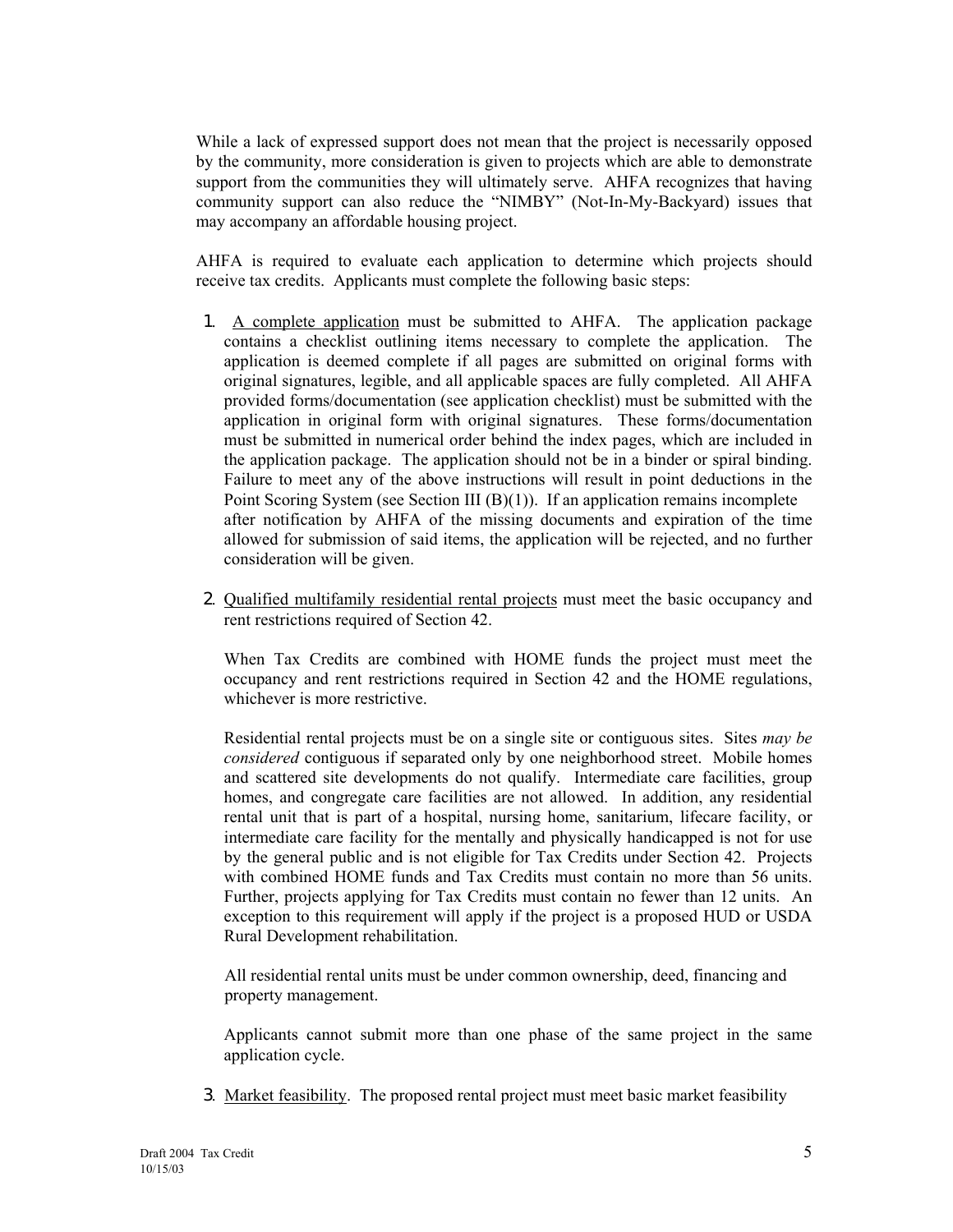While a lack of expressed support does not mean that the project is necessarily opposed by the community, more consideration is given to projects which are able to demonstrate support from the communities they will ultimately serve. AHFA recognizes that having community support can also reduce the "NIMBY" (Not-In-My-Backyard) issues that may accompany an affordable housing project.

AHFA is required to evaluate each application to determine which projects should receive tax credits. Applicants must complete the following basic steps:

1. A complete application must be submitted to AHFA. The application package contains a checklist outlining items necessary to complete the application. The application is deemed complete if all pages are submitted on original forms with original signatures, legible, and all applicable spaces are fully completed. All AHFA provided forms/documentation (see application checklist) must be submitted with the application in original form with original signatures. These forms/documentation must be submitted in numerical order behind the index pages, which are included in the application package. The application should not be in a binder or spiral binding. Failure to meet any of the above instructions will result in point deductions in the Point Scoring System (see Section III (B)(1)). If an application remains incomplete after notification by AHFA of the missing documents and expiration of the time allowed for submission of said items, the application will be rejected, and no further consideration will be given.

2. Qualified multifamily residential rental projects must meet the basic occupancy and rent restrictions required of Section 42.

   When Tax Credits are combined with HOME funds the project must meet the occupancy and rent restrictions required in Section 42 and the HOME regulations, whichever is more restrictive.

   Residential rental projects must be on a single site or contiguous sites. Sites *may be considered* contiguous if separated only by one neighborhood street. Mobile homes and scattered site developments do not qualify. Intermediate care facilities, group homes, and congregate care facilities are not allowed. In addition, any residential rental unit that is part of a hospital, nursing home, sanitarium, lifecare facility, or intermediate care facility for the mentally and physically handicapped is not for use by the general public and is not eligible for Tax Credits under Section 42. Projects with combined HOME funds and Tax Credits must contain no more than 56 units. Further, projects applying for Tax Credits must contain no fewer than 12 units. An exception to this requirement will apply if the project is a proposed HUD or USDA Rural Development rehabilitation.

   All residential rental units must be under common ownership, deed, financing and property management.

   Applicants cannot submit more than one phase of the same project in the same application cycle.

3. Market feasibility. The proposed rental project must meet basic market feasibility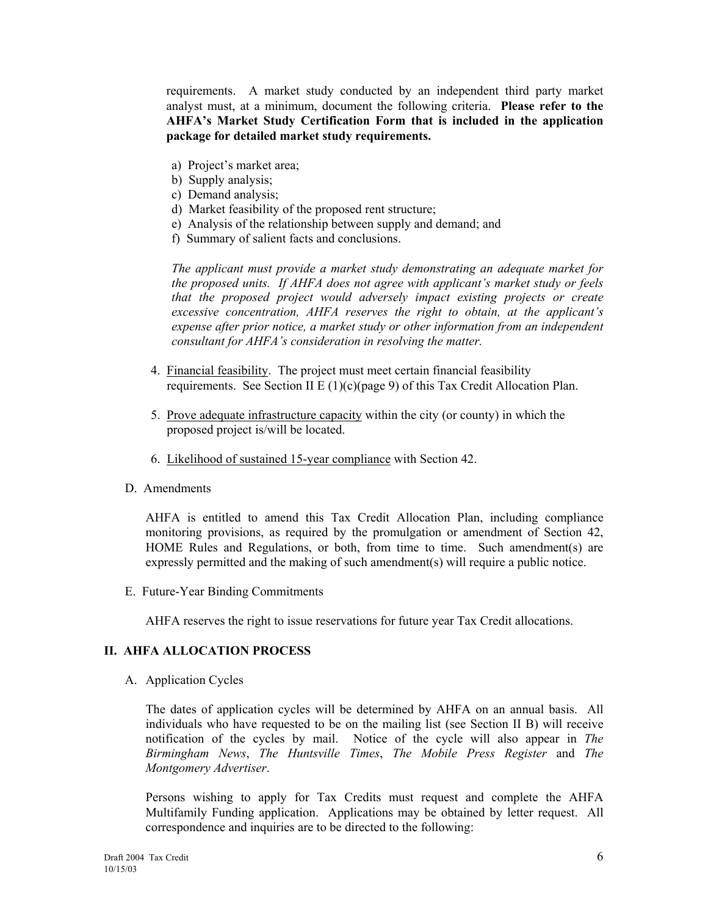requirements. A market study conducted by an independent third party market analyst must, at a minimum, document the following criteria. **Please refer to the AHFA's Market Study Certification Form that is included in the application package for detailed market study requirements.**

a) Project's market area;
b) Supply analysis;
c) Demand analysis;
d) Market feasibility of the proposed rent structure;
e) Analysis of the relationship between supply and demand; and
f) Summary of salient facts and conclusions.

*The applicant must provide a market study demonstrating an adequate market for the proposed units. If AHFA does not agree with applicant's market study or feels that the proposed project would adversely impact existing projects or create excessive concentration, AHFA reserves the right to obtain, at the applicant's expense after prior notice, a market study or other information from an independent consultant for AHFA's consideration in resolving the matter.*

4. Financial feasibility. The project must meet certain financial feasibility requirements. See Section II E (1)(c)(page 9) of this Tax Credit Allocation Plan.

5. Prove adequate infrastructure capacity within the city (or county) in which the proposed project is/will be located.

6. Likelihood of sustained 15-year compliance with Section 42.

D. Amendments

AHFA is entitled to amend this Tax Credit Allocation Plan, including compliance monitoring provisions, as required by the promulgation or amendment of Section 42, HOME Rules and Regulations, or both, from time to time. Such amendment(s) are expressly permitted and the making of such amendment(s) will require a public notice.

E. Future-Year Binding Commitments

AHFA reserves the right to issue reservations for future year Tax Credit allocations.

## II. AHFA ALLOCATION PROCESS

A. Application Cycles

The dates of application cycles will be determined by AHFA on an annual basis. All individuals who have requested to be on the mailing list (see Section II B) will receive notification of the cycles by mail. Notice of the cycle will also appear in *The Birmingham News*, *The Huntsville Times*, *The Mobile Press Register* and *The Montgomery Advertiser*.

Persons wishing to apply for Tax Credits must request and complete the AHFA Multifamily Funding application. Applications may be obtained by letter request. All correspondence and inquiries are to be directed to the following: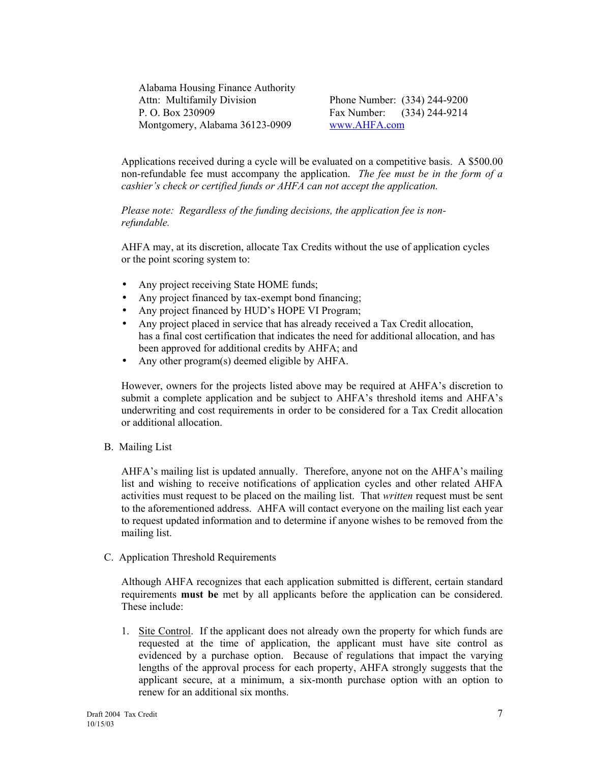Alabama Housing Finance Authority
Attn: Multifamily Division
P. O. Box 230909
Montgomery, Alabama 36123-0909

Phone Number: (334) 244-9200
Fax Number: (334) 244-9214
www.AHFA.com

Applications received during a cycle will be evaluated on a competitive basis. A $500.00 non-refundable fee must accompany the application. *The fee must be in the form of a cashier's check or certified funds or AHFA can not accept the application.*

*Please note: Regardless of the funding decisions, the application fee is non-refundable.*

AHFA may, at its discretion, allocate Tax Credits without the use of application cycles or the point scoring system to:

- Any project receiving State HOME funds;
- Any project financed by tax-exempt bond financing;
- Any project financed by HUD's HOPE VI Program;
- Any project placed in service that has already received a Tax Credit allocation, has a final cost certification that indicates the need for additional allocation, and has been approved for additional credits by AHFA; and
- Any other program(s) deemed eligible by AHFA.

However, owners for the projects listed above may be required at AHFA's discretion to submit a complete application and be subject to AHFA's threshold items and AHFA's underwriting and cost requirements in order to be considered for a Tax Credit allocation or additional allocation.

B. Mailing List

AHFA's mailing list is updated annually. Therefore, anyone not on the AHFA's mailing list and wishing to receive notifications of application cycles and other related AHFA activities must request to be placed on the mailing list. That *written* request must be sent to the aforementioned address. AHFA will contact everyone on the mailing list each year to request updated information and to determine if anyone wishes to be removed from the mailing list.

C. Application Threshold Requirements

Although AHFA recognizes that each application submitted is different, certain standard requirements **must be** met by all applicants before the application can be considered. These include:

1. <u>Site Control</u>. If the applicant does not already own the property for which funds are requested at the time of application, the applicant must have site control as evidenced by a purchase option. Because of regulations that impact the varying lengths of the approval process for each property, AHFA strongly suggests that the applicant secure, at a minimum, a six-month purchase option with an option to renew for an additional six months.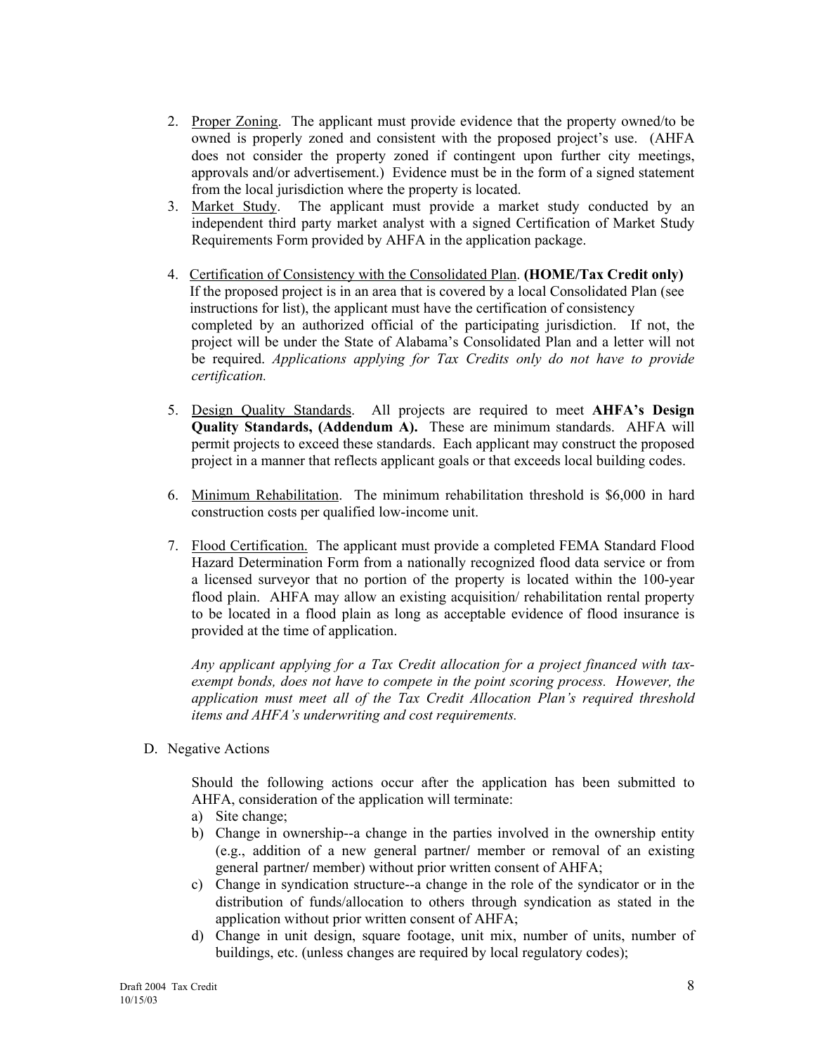2. Proper Zoning. The applicant must provide evidence that the property owned/to be owned is properly zoned and consistent with the proposed project's use. (AHFA does not consider the property zoned if contingent upon further city meetings, approvals and/or advertisement.) Evidence must be in the form of a signed statement from the local jurisdiction where the property is located.
3. Market Study. The applicant must provide a market study conducted by an independent third party market analyst with a signed Certification of Market Study Requirements Form provided by AHFA in the application package.
4. Certification of Consistency with the Consolidated Plan. **(HOME/Tax Credit only)** If the proposed project is in an area that is covered by a local Consolidated Plan (see instructions for list), the applicant must have the certification of consistency completed by an authorized official of the participating jurisdiction. If not, the project will be under the State of Alabama's Consolidated Plan and a letter will not be required. *Applications applying for Tax Credits only do not have to provide certification.*
5. Design Quality Standards. All projects are required to meet **AHFA's Design Quality Standards, (Addendum A).** These are minimum standards. AHFA will permit projects to exceed these standards. Each applicant may construct the proposed project in a manner that reflects applicant goals or that exceeds local building codes.
6. Minimum Rehabilitation. The minimum rehabilitation threshold is $6,000 in hard construction costs per qualified low-income unit.
7. Flood Certification. The applicant must provide a completed FEMA Standard Flood Hazard Determination Form from a nationally recognized flood data service or from a licensed surveyor that no portion of the property is located within the 100-year flood plain. AHFA may allow an existing acquisition/ rehabilitation rental property to be located in a flood plain as long as acceptable evidence of flood insurance is provided at the time of application.

*Any applicant applying for a Tax Credit allocation for a project financed with tax-exempt bonds, does not have to compete in the point scoring process. However, the application must meet all of the Tax Credit Allocation Plan's required threshold items and AHFA's underwriting and cost requirements.*

D. Negative Actions

Should the following actions occur after the application has been submitted to AHFA, consideration of the application will terminate:

a) Site change;
b) Change in ownership--a change in the parties involved in the ownership entity (e.g., addition of a new general partner/ member or removal of an existing general partner/ member) without prior written consent of AHFA;
c) Change in syndication structure--a change in the role of the syndicator or in the distribution of funds/allocation to others through syndication as stated in the application without prior written consent of AHFA;
d) Change in unit design, square footage, unit mix, number of units, number of buildings, etc. (unless changes are required by local regulatory codes);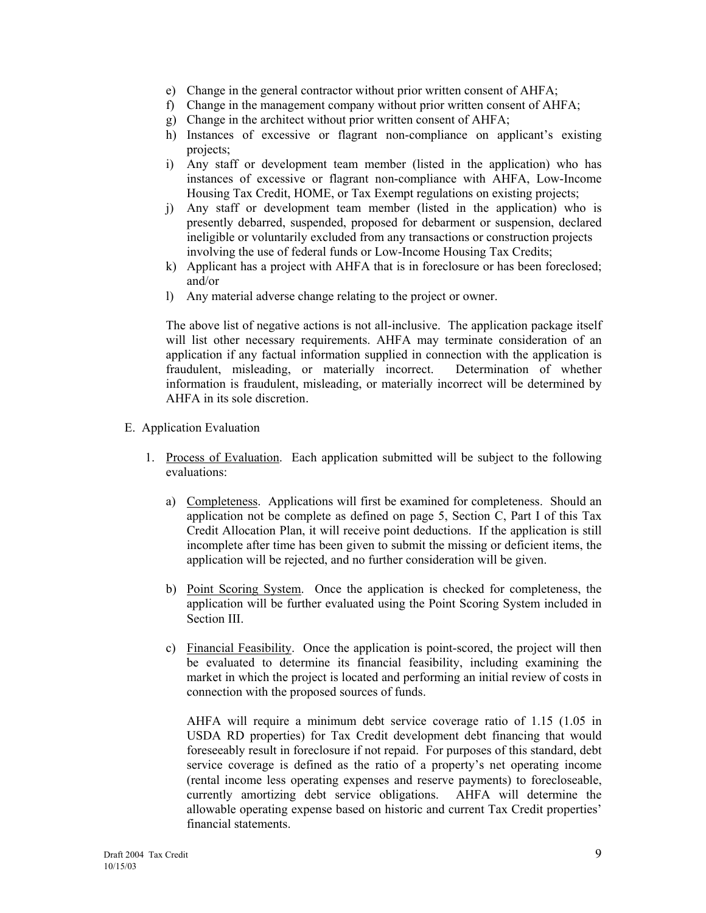e) Change in the general contractor without prior written consent of AHFA;
f) Change in the management company without prior written consent of AHFA;
g) Change in the architect without prior written consent of AHFA;
h) Instances of excessive or flagrant non-compliance on applicant's existing projects;
i) Any staff or development team member (listed in the application) who has instances of excessive or flagrant non-compliance with AHFA, Low-Income Housing Tax Credit, HOME, or Tax Exempt regulations on existing projects;
j) Any staff or development team member (listed in the application) who is presently debarred, suspended, proposed for debarment or suspension, declared ineligible or voluntarily excluded from any transactions or construction projects involving the use of federal funds or Low-Income Housing Tax Credits;
k) Applicant has a project with AHFA that is in foreclosure or has been foreclosed; and/or
l) Any material adverse change relating to the project or owner.

The above list of negative actions is not all-inclusive. The application package itself will list other necessary requirements. AHFA may terminate consideration of an application if any factual information supplied in connection with the application is fraudulent, misleading, or materially incorrect. Determination of whether information is fraudulent, misleading, or materially incorrect will be determined by AHFA in its sole discretion.

E. Application Evaluation

1. Process of Evaluation. Each application submitted will be subject to the following evaluations:

   a) Completeness. Applications will first be examined for completeness. Should an application not be complete as defined on page 5, Section C, Part I of this Tax Credit Allocation Plan, it will receive point deductions. If the application is still incomplete after time has been given to submit the missing or deficient items, the application will be rejected, and no further consideration will be given.

   b) Point Scoring System. Once the application is checked for completeness, the application will be further evaluated using the Point Scoring System included in Section III.

   c) Financial Feasibility. Once the application is point-scored, the project will then be evaluated to determine its financial feasibility, including examining the market in which the project is located and performing an initial review of costs in connection with the proposed sources of funds.

   AHFA will require a minimum debt service coverage ratio of 1.15 (1.05 in USDA RD properties) for Tax Credit development debt financing that would foreseeably result in foreclosure if not repaid. For purposes of this standard, debt service coverage is defined as the ratio of a property's net operating income (rental income less operating expenses and reserve payments) to forecloseable, currently amortizing debt service obligations. AHFA will determine the allowable operating expense based on historic and current Tax Credit properties' financial statements.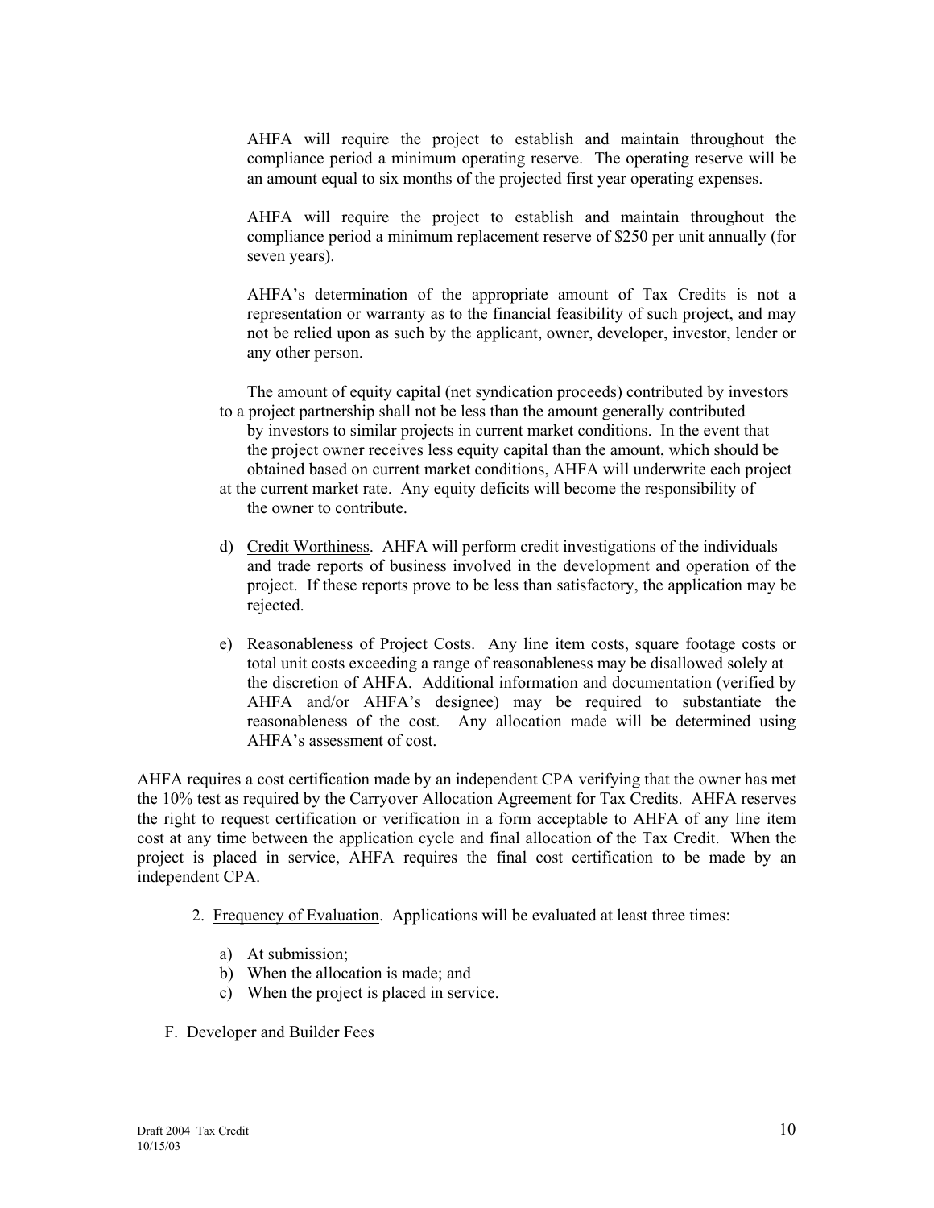AHFA will require the project to establish and maintain throughout the compliance period a minimum operating reserve. The operating reserve will be an amount equal to six months of the projected first year operating expenses.

AHFA will require the project to establish and maintain throughout the compliance period a minimum replacement reserve of $250 per unit annually (for seven years).

AHFA's determination of the appropriate amount of Tax Credits is not a representation or warranty as to the financial feasibility of such project, and may not be relied upon as such by the applicant, owner, developer, investor, lender or any other person.

The amount of equity capital (net syndication proceeds) contributed by investors to a project partnership shall not be less than the amount generally contributed by investors to similar projects in current market conditions. In the event that the project owner receives less equity capital than the amount, which should be obtained based on current market conditions, AHFA will underwrite each project at the current market rate. Any equity deficits will become the responsibility of the owner to contribute.

d) Credit Worthiness. AHFA will perform credit investigations of the individuals and trade reports of business involved in the development and operation of the project. If these reports prove to be less than satisfactory, the application may be rejected.

e) Reasonableness of Project Costs. Any line item costs, square footage costs or total unit costs exceeding a range of reasonableness may be disallowed solely at the discretion of AHFA. Additional information and documentation (verified by AHFA and/or AHFA's designee) may be required to substantiate the reasonableness of the cost. Any allocation made will be determined using AHFA's assessment of cost.

AHFA requires a cost certification made by an independent CPA verifying that the owner has met the 10% test as required by the Carryover Allocation Agreement for Tax Credits. AHFA reserves the right to request certification or verification in a form acceptable to AHFA of any line item cost at any time between the application cycle and final allocation of the Tax Credit. When the project is placed in service, AHFA requires the final cost certification to be made by an independent CPA.

2. Frequency of Evaluation. Applications will be evaluated at least three times:

a) At submission;
b) When the allocation is made; and
c) When the project is placed in service.

F. Developer and Builder Fees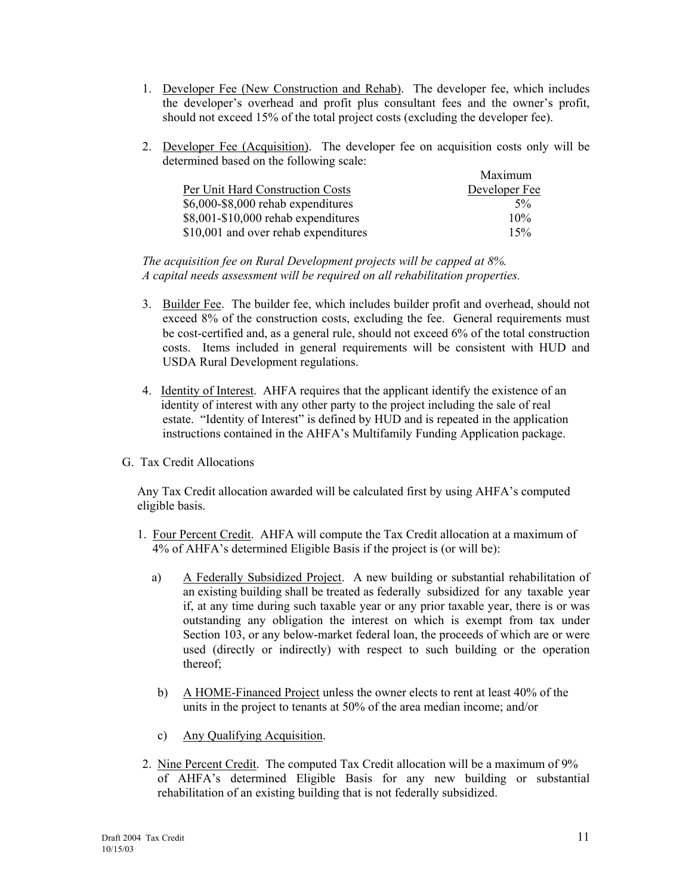1. Developer Fee (New Construction and Rehab). The developer fee, which includes the developer's overhead and profit plus consultant fees and the owner's profit, should not exceed 15% of the total project costs (excluding the developer fee).

2. Developer Fee (Acquisition). The developer fee on acquisition costs only will be determined based on the following scale:

| Per Unit Hard Construction Costs | Maximum Developer Fee |
|---|---|
| $6,000-$8,000 rehab expenditures | 5% |
| $8,001-$10,000 rehab expenditures | 10% |
| $10,001 and over rehab expenditures | 15% |

*The acquisition fee on Rural Development projects will be capped at 8%.*
*A capital needs assessment will be required on all rehabilitation properties.*

3. Builder Fee. The builder fee, which includes builder profit and overhead, should not exceed 8% of the construction costs, excluding the fee. General requirements must be cost-certified and, as a general rule, should not exceed 6% of the total construction costs. Items included in general requirements will be consistent with HUD and USDA Rural Development regulations.

4. Identity of Interest. AHFA requires that the applicant identify the existence of an identity of interest with any other party to the project including the sale of real estate. "Identity of Interest" is defined by HUD and is repeated in the application instructions contained in the AHFA's Multifamily Funding Application package.

G. Tax Credit Allocations

Any Tax Credit allocation awarded will be calculated first by using AHFA's computed eligible basis.

1. Four Percent Credit. AHFA will compute the Tax Credit allocation at a maximum of 4% of AHFA's determined Eligible Basis if the project is (or will be):

   a) A Federally Subsidized Project. A new building or substantial rehabilitation of an existing building shall be treated as federally subsidized for any taxable year if, at any time during such taxable year or any prior taxable year, there is or was outstanding any obligation the interest on which is exempt from tax under Section 103, or any below-market federal loan, the proceeds of which are or were used (directly or indirectly) with respect to such building or the operation thereof;

   b) A HOME-Financed Project unless the owner elects to rent at least 40% of the units in the project to tenants at 50% of the area median income; and/or

   c) Any Qualifying Acquisition.

2. Nine Percent Credit. The computed Tax Credit allocation will be a maximum of 9% of AHFA's determined Eligible Basis for any new building or substantial rehabilitation of an existing building that is not federally subsidized.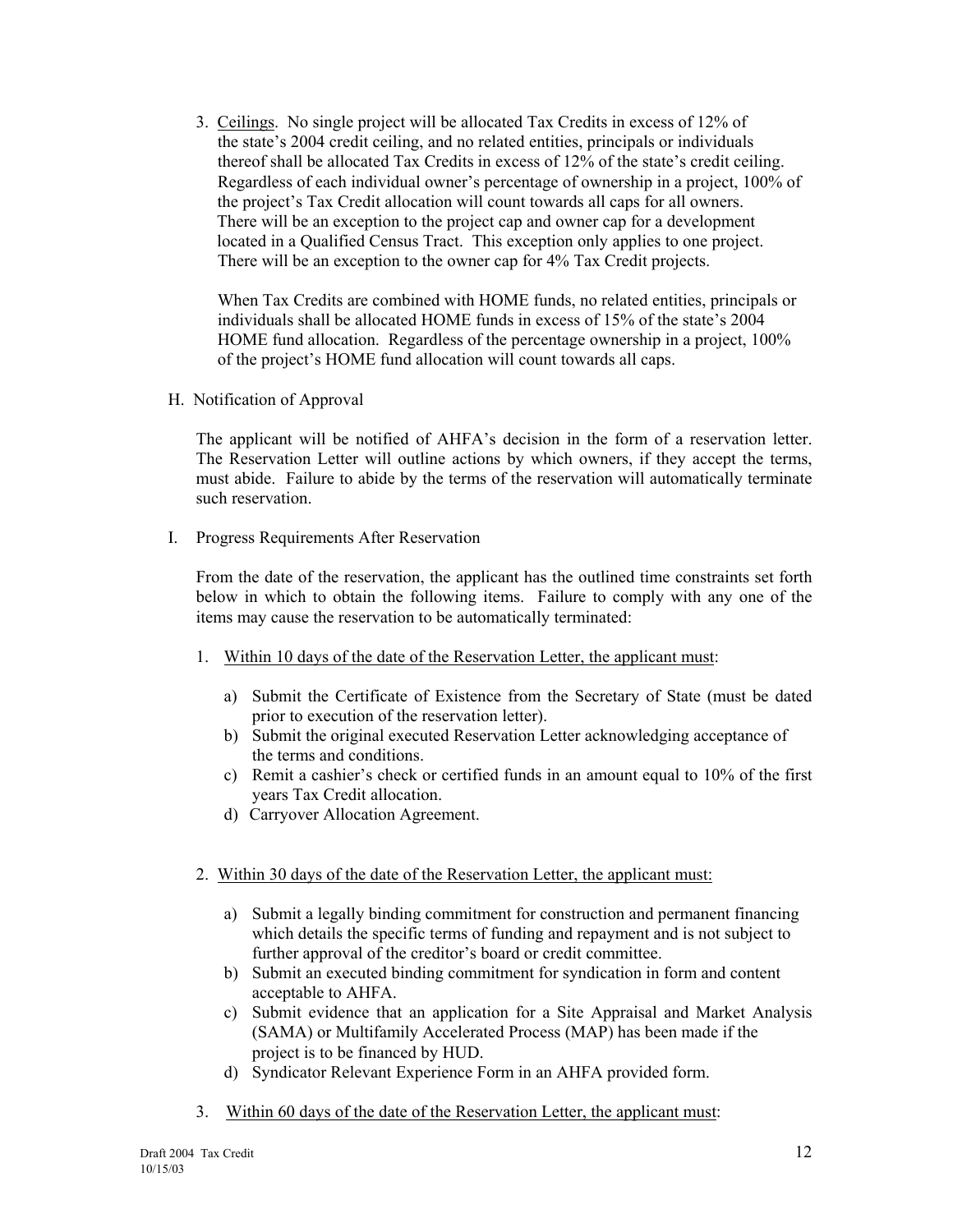3. Ceilings. No single project will be allocated Tax Credits in excess of 12% of the state's 2004 credit ceiling, and no related entities, principals or individuals thereof shall be allocated Tax Credits in excess of 12% of the state's credit ceiling. Regardless of each individual owner's percentage of ownership in a project, 100% of the project's Tax Credit allocation will count towards all caps for all owners. There will be an exception to the project cap and owner cap for a development located in a Qualified Census Tract. This exception only applies to one project. There will be an exception to the owner cap for 4% Tax Credit projects.

   When Tax Credits are combined with HOME funds, no related entities, principals or individuals shall be allocated HOME funds in excess of 15% of the state's 2004 HOME fund allocation. Regardless of the percentage ownership in a project, 100% of the project's HOME fund allocation will count towards all caps.

H. Notification of Approval

The applicant will be notified of AHFA's decision in the form of a reservation letter. The Reservation Letter will outline actions by which owners, if they accept the terms, must abide. Failure to abide by the terms of the reservation will automatically terminate such reservation.

I. Progress Requirements After Reservation

From the date of the reservation, the applicant has the outlined time constraints set forth below in which to obtain the following items. Failure to comply with any one of the items may cause the reservation to be automatically terminated:

1. Within 10 days of the date of the Reservation Letter, the applicant must:

   a) Submit the Certificate of Existence from the Secretary of State (must be dated prior to execution of the reservation letter).
   b) Submit the original executed Reservation Letter acknowledging acceptance of the terms and conditions.
   c) Remit a cashier's check or certified funds in an amount equal to 10% of the first years Tax Credit allocation.
   d) Carryover Allocation Agreement.

2. Within 30 days of the date of the Reservation Letter, the applicant must:

   a) Submit a legally binding commitment for construction and permanent financing which details the specific terms of funding and repayment and is not subject to further approval of the creditor's board or credit committee.
   b) Submit an executed binding commitment for syndication in form and content acceptable to AHFA.
   c) Submit evidence that an application for a Site Appraisal and Market Analysis (SAMA) or Multifamily Accelerated Process (MAP) has been made if the project is to be financed by HUD.
   d) Syndicator Relevant Experience Form in an AHFA provided form.

3. Within 60 days of the date of the Reservation Letter, the applicant must: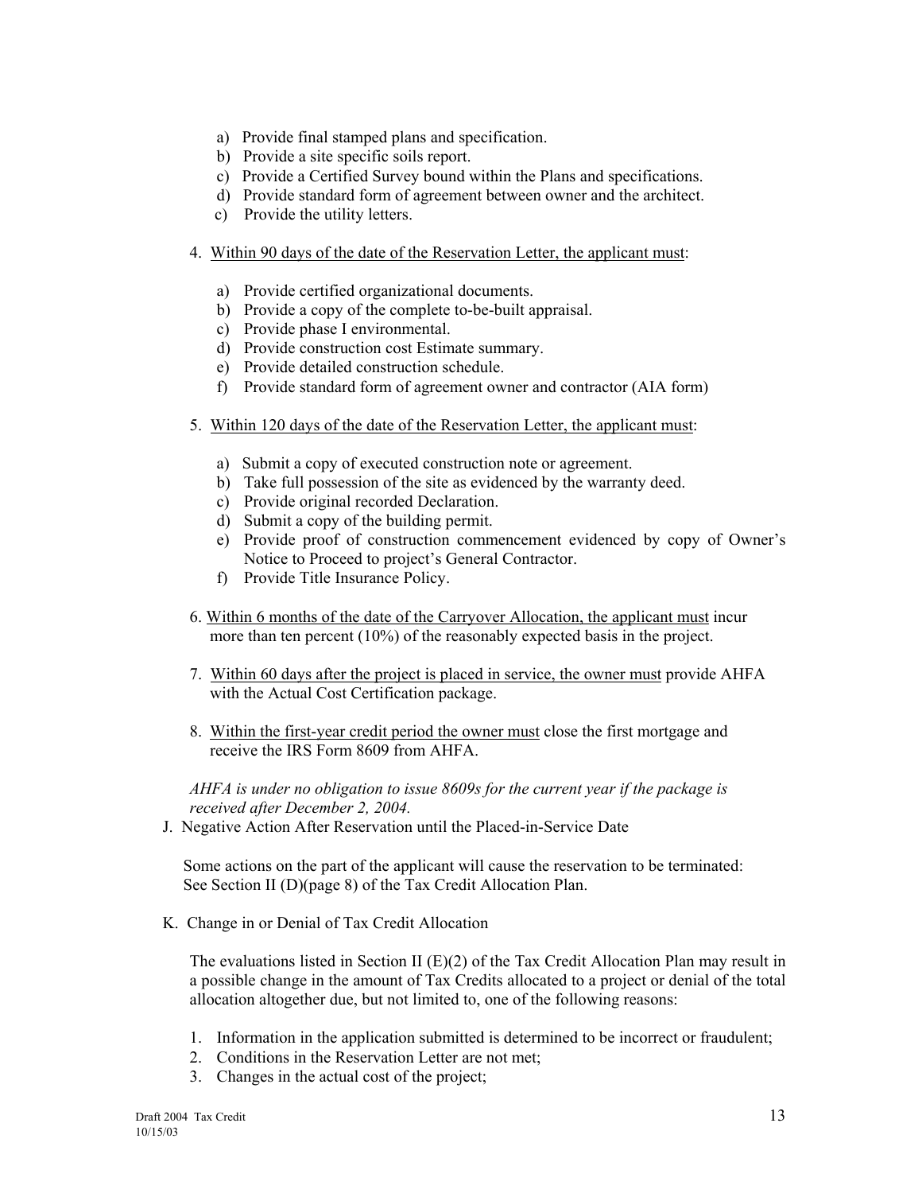a) Provide final stamped plans and specification.
b) Provide a site specific soils report.
c) Provide a Certified Survey bound within the Plans and specifications.
d) Provide standard form of agreement between owner and the architect.
c) Provide the utility letters.

4. <u>Within 90 days of the date of the Reservation Letter, the applicant must</u>:

   a) Provide certified organizational documents.
   b) Provide a copy of the complete to-be-built appraisal.
   c) Provide phase I environmental.
   d) Provide construction cost Estimate summary.
   e) Provide detailed construction schedule.
   f) Provide standard form of agreement owner and contractor (AIA form)

5. <u>Within 120 days of the date of the Reservation Letter, the applicant must</u>:

   a) Submit a copy of executed construction note or agreement.
   b) Take full possession of the site as evidenced by the warranty deed.
   c) Provide original recorded Declaration.
   d) Submit a copy of the building permit.
   e) Provide proof of construction commencement evidenced by copy of Owner's Notice to Proceed to project's General Contractor.
   f) Provide Title Insurance Policy.

6. <u>Within 6 months of the date of the Carryover Allocation, the applicant must</u> incur more than ten percent (10%) of the reasonably expected basis in the project.

7. <u>Within 60 days after the project is placed in service, the owner must</u> provide AHFA with the Actual Cost Certification package.

8. <u>Within the first-year credit period the owner must</u> close the first mortgage and receive the IRS Form 8609 from AHFA.

*AHFA is under no obligation to issue 8609s for the current year if the package is received after December 2, 2004.*

J. Negative Action After Reservation until the Placed-in-Service Date

Some actions on the part of the applicant will cause the reservation to be terminated: See Section II (D)(page 8) of the Tax Credit Allocation Plan.

K. Change in or Denial of Tax Credit Allocation

The evaluations listed in Section II (E)(2) of the Tax Credit Allocation Plan may result in a possible change in the amount of Tax Credits allocated to a project or denial of the total allocation altogether due, but not limited to, one of the following reasons:

1. Information in the application submitted is determined to be incorrect or fraudulent;
2. Conditions in the Reservation Letter are not met;
3. Changes in the actual cost of the project;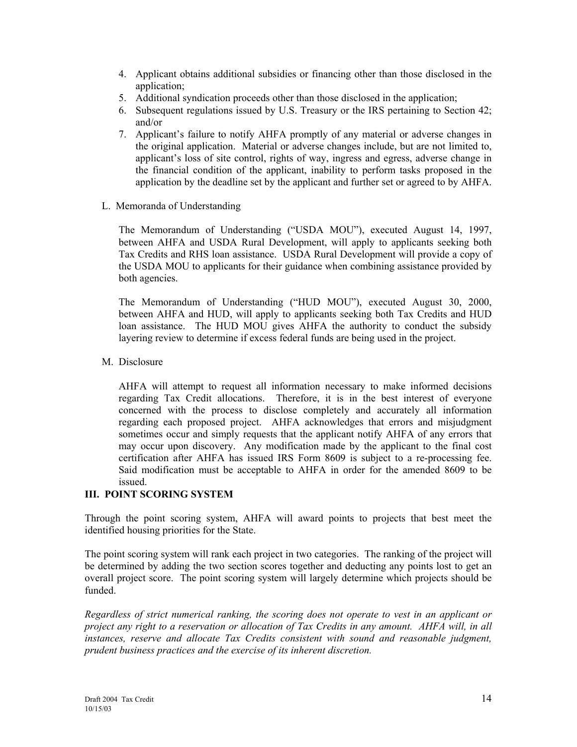4. Applicant obtains additional subsidies or financing other than those disclosed in the application;
5. Additional syndication proceeds other than those disclosed in the application;
6. Subsequent regulations issued by U.S. Treasury or the IRS pertaining to Section 42; and/or
7. Applicant's failure to notify AHFA promptly of any material or adverse changes in the original application. Material or adverse changes include, but are not limited to, applicant's loss of site control, rights of way, ingress and egress, adverse change in the financial condition of the applicant, inability to perform tasks proposed in the application by the deadline set by the applicant and further set or agreed to by AHFA.

L. Memoranda of Understanding

The Memorandum of Understanding ("USDA MOU"), executed August 14, 1997, between AHFA and USDA Rural Development, will apply to applicants seeking both Tax Credits and RHS loan assistance. USDA Rural Development will provide a copy of the USDA MOU to applicants for their guidance when combining assistance provided by both agencies.

The Memorandum of Understanding ("HUD MOU"), executed August 30, 2000, between AHFA and HUD, will apply to applicants seeking both Tax Credits and HUD loan assistance. The HUD MOU gives AHFA the authority to conduct the subsidy layering review to determine if excess federal funds are being used in the project.

M. Disclosure

AHFA will attempt to request all information necessary to make informed decisions regarding Tax Credit allocations. Therefore, it is in the best interest of everyone concerned with the process to disclose completely and accurately all information regarding each proposed project. AHFA acknowledges that errors and misjudgment sometimes occur and simply requests that the applicant notify AHFA of any errors that may occur upon discovery. Any modification made by the applicant to the final cost certification after AHFA has issued IRS Form 8609 is subject to a re-processing fee. Said modification must be acceptable to AHFA in order for the amended 8609 to be issued.

## III. POINT SCORING SYSTEM

Through the point scoring system, AHFA will award points to projects that best meet the identified housing priorities for the State.

The point scoring system will rank each project in two categories. The ranking of the project will be determined by adding the two section scores together and deducting any points lost to get an overall project score. The point scoring system will largely determine which projects should be funded.

*Regardless of strict numerical ranking, the scoring does not operate to vest in an applicant or project any right to a reservation or allocation of Tax Credits in any amount. AHFA will, in all instances, reserve and allocate Tax Credits consistent with sound and reasonable judgment, prudent business practices and the exercise of its inherent discretion.*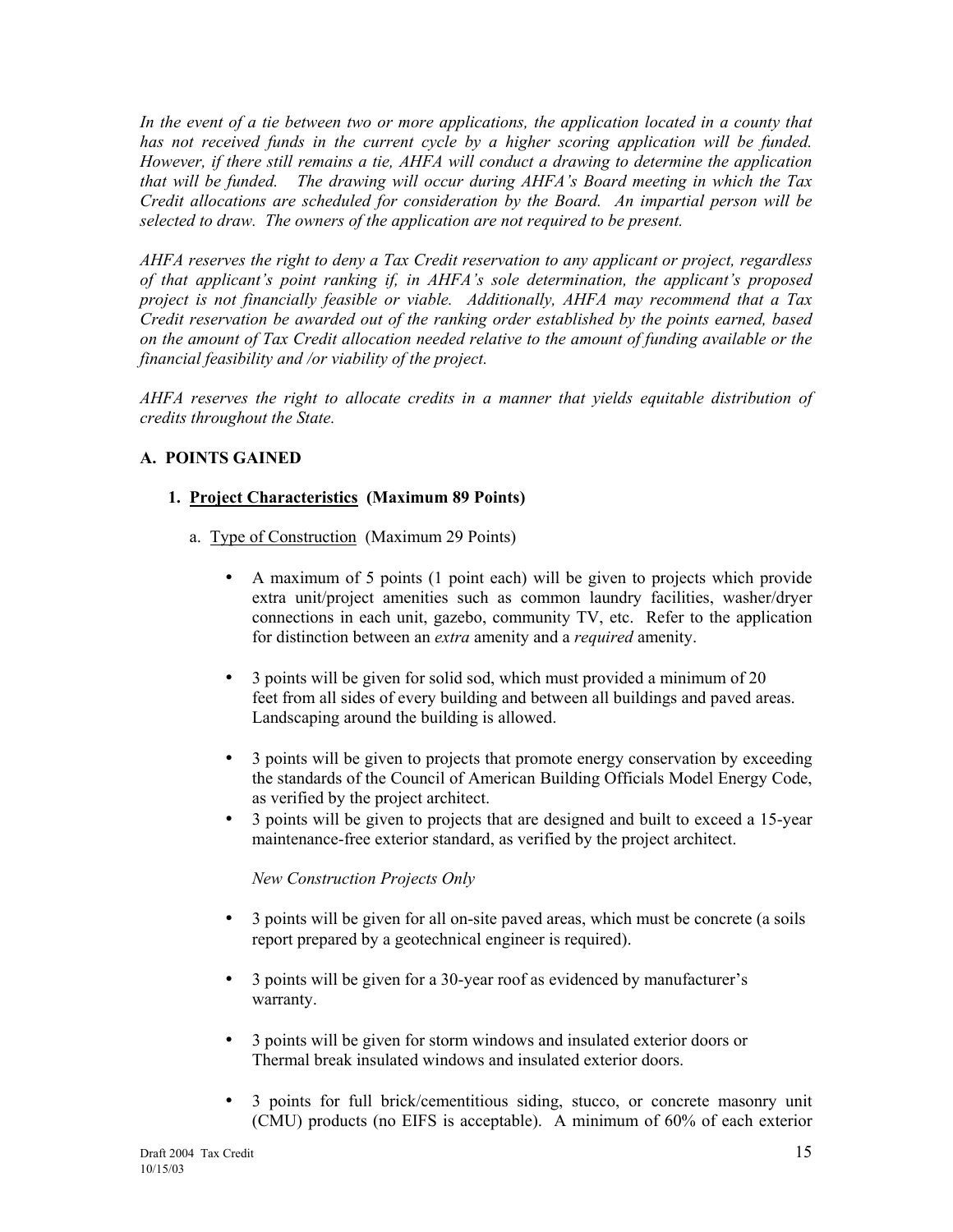*In the event of a tie between two or more applications, the application located in a county that has not received funds in the current cycle by a higher scoring application will be funded. However, if there still remains a tie, AHFA will conduct a drawing to determine the application that will be funded. The drawing will occur during AHFA's Board meeting in which the Tax Credit allocations are scheduled for consideration by the Board. An impartial person will be selected to draw. The owners of the application are not required to be present.*

*AHFA reserves the right to deny a Tax Credit reservation to any applicant or project, regardless of that applicant's point ranking if, in AHFA's sole determination, the applicant's proposed project is not financially feasible or viable. Additionally, AHFA may recommend that a Tax Credit reservation be awarded out of the ranking order established by the points earned, based on the amount of Tax Credit allocation needed relative to the amount of funding available or the financial feasibility and /or viability of the project.*

*AHFA reserves the right to allocate credits in a manner that yields equitable distribution of credits throughout the State.*

**A. POINTS GAINED**

1. **Project Characteristics (Maximum 89 Points)**

   a. Type of Construction (Maximum 29 Points)

   - A maximum of 5 points (1 point each) will be given to projects which provide extra unit/project amenities such as common laundry facilities, washer/dryer connections in each unit, gazebo, community TV, etc. Refer to the application for distinction between an *extra* amenity and a *required* amenity.

   - 3 points will be given for solid sod, which must provided a minimum of 20 feet from all sides of every building and between all buildings and paved areas. Landscaping around the building is allowed.

   - 3 points will be given to projects that promote energy conservation by exceeding the standards of the Council of American Building Officials Model Energy Code, as verified by the project architect.
   - 3 points will be given to projects that are designed and built to exceed a 15-year maintenance-free exterior standard, as verified by the project architect.

   *New Construction Projects Only*

   - 3 points will be given for all on-site paved areas, which must be concrete (a soils report prepared by a geotechnical engineer is required).

   - 3 points will be given for a 30-year roof as evidenced by manufacturer's warranty.

   - 3 points will be given for storm windows and insulated exterior doors or Thermal break insulated windows and insulated exterior doors.

   - 3 points for full brick/cementitious siding, stucco, or concrete masonry unit (CMU) products (no EIFS is acceptable). A minimum of 60% of each exterior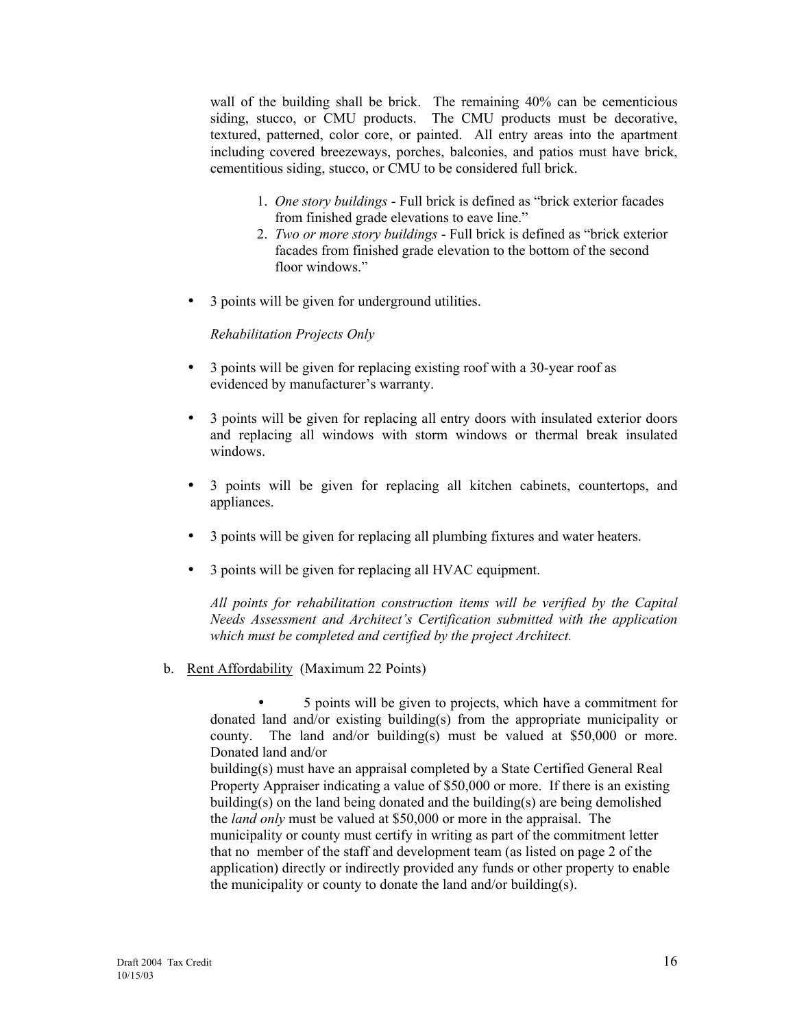wall of the building shall be brick. The remaining 40% can be cementicious siding, stucco, or CMU products. The CMU products must be decorative, textured, patterned, color core, or painted. All entry areas into the apartment including covered breezeways, porches, balconies, and patios must have brick, cementitious siding, stucco, or CMU to be considered full brick.

1. *One story buildings* - Full brick is defined as "brick exterior facades from finished grade elevations to eave line."
2. *Two or more story buildings* - Full brick is defined as "brick exterior facades from finished grade elevation to the bottom of the second floor windows."

- 3 points will be given for underground utilities.

*Rehabilitation Projects Only*

- 3 points will be given for replacing existing roof with a 30-year roof as evidenced by manufacturer's warranty.
- 3 points will be given for replacing all entry doors with insulated exterior doors and replacing all windows with storm windows or thermal break insulated windows.
- 3 points will be given for replacing all kitchen cabinets, countertops, and appliances.
- 3 points will be given for replacing all plumbing fixtures and water heaters.
- 3 points will be given for replacing all HVAC equipment.

*All points for rehabilitation construction items will be verified by the Capital Needs Assessment and Architect's Certification submitted with the application which must be completed and certified by the project Architect.*

b. Rent Affordability (Maximum 22 Points)

- 5 points will be given to projects, which have a commitment for donated land and/or existing building(s) from the appropriate municipality or county. The land and/or building(s) must be valued at $50,000 or more. Donated land and/or building(s) must have an appraisal completed by a State Certified General Real Property Appraiser indicating a value of $50,000 or more. If there is an existing building(s) on the land being donated and the building(s) are being demolished the *land only* must be valued at $50,000 or more in the appraisal. The municipality or county must certify in writing as part of the commitment letter that no member of the staff and development team (as listed on page 2 of the application) directly or indirectly provided any funds or other property to enable the municipality or county to donate the land and/or building(s).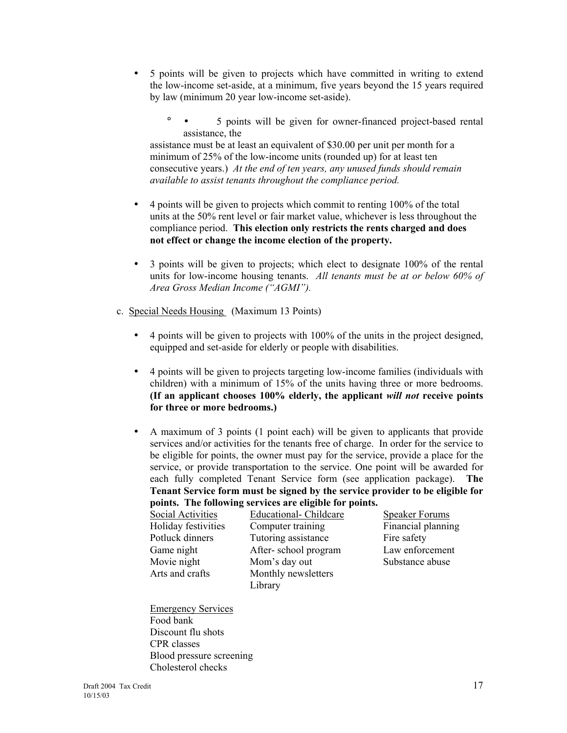- 5 points will be given to projects which have committed in writing to extend the low-income set-aside, at a minimum, five years beyond the 15 years required by law (minimum 20 year low-income set-aside).

  - 5 points will be given for owner-financed project-based rental assistance, the

assistance must be at least an equivalent of $30.00 per unit per month for a minimum of 25% of the low-income units (rounded up) for at least ten consecutive years.) *At the end of ten years, any unused funds should remain available to assist tenants throughout the compliance period.*

- 4 points will be given to projects which commit to renting 100% of the total units at the 50% rent level or fair market value, whichever is less throughout the compliance period. **This election only restricts the rents charged and does not effect or change the income election of the property.**

- 3 points will be given to projects; which elect to designate 100% of the rental units for low-income housing tenants. *All tenants must be at or below 60% of Area Gross Median Income ("AGMI").*

c. Special Needs Housing (Maximum 13 Points)

- 4 points will be given to projects with 100% of the units in the project designed, equipped and set-aside for elderly or people with disabilities.

- 4 points will be given to projects targeting low-income families (individuals with children) with a minimum of 15% of the units having three or more bedrooms. **(If an applicant chooses 100% elderly, the applicant *will not* receive points for three or more bedrooms.)**

- A maximum of 3 points (1 point each) will be given to applicants that provide services and/or activities for the tenants free of charge. In order for the service to be eligible for points, the owner must pay for the service, provide a place for the service, or provide transportation to the service. One point will be awarded for each fully completed Tenant Service form (see application package). **The Tenant Service form must be signed by the service provider to be eligible for points. The following services are eligible for points.**

| Social Activities | Educational- Childcare | Speaker Forums |
|---|---|---|
| Holiday festivities | Computer training | Financial planning |
| Potluck dinners | Tutoring assistance | Fire safety |
| Game night | After- school program | Law enforcement |
| Movie night | Mom's day out | Substance abuse |
| Arts and crafts | Monthly newsletters | |
| | Library | |

Emergency Services
Food bank
Discount flu shots
CPR classes
Blood pressure screening
Cholesterol checks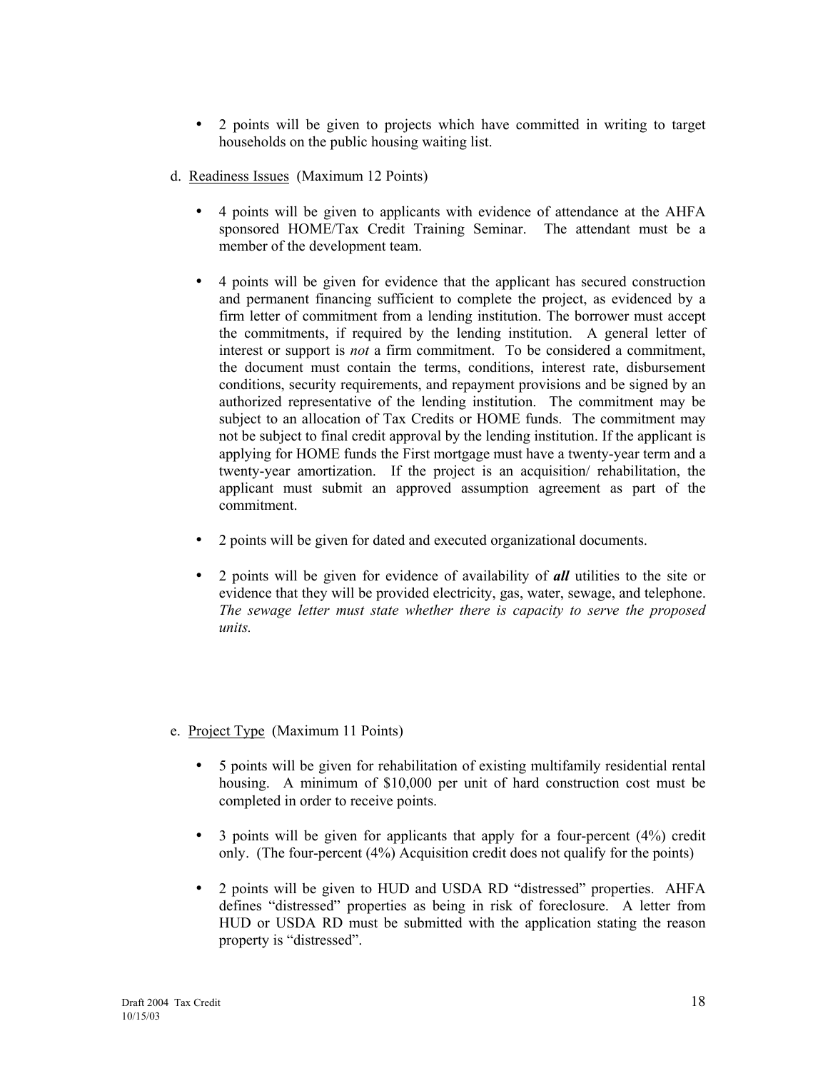- 2 points will be given to projects which have committed in writing to target households on the public housing waiting list.

d. Readiness Issues (Maximum 12 Points)

- 4 points will be given to applicants with evidence of attendance at the AHFA sponsored HOME/Tax Credit Training Seminar. The attendant must be a member of the development team.

- 4 points will be given for evidence that the applicant has secured construction and permanent financing sufficient to complete the project, as evidenced by a firm letter of commitment from a lending institution. The borrower must accept the commitments, if required by the lending institution. A general letter of interest or support is *not* a firm commitment. To be considered a commitment, the document must contain the terms, conditions, interest rate, disbursement conditions, security requirements, and repayment provisions and be signed by an authorized representative of the lending institution. The commitment may be subject to an allocation of Tax Credits or HOME funds. The commitment may not be subject to final credit approval by the lending institution. If the applicant is applying for HOME funds the First mortgage must have a twenty-year term and a twenty-year amortization. If the project is an acquisition/ rehabilitation, the applicant must submit an approved assumption agreement as part of the commitment.

- 2 points will be given for dated and executed organizational documents.

- 2 points will be given for evidence of availability of ***all*** utilities to the site or evidence that they will be provided electricity, gas, water, sewage, and telephone. *The sewage letter must state whether there is capacity to serve the proposed units.*

e. Project Type (Maximum 11 Points)

- 5 points will be given for rehabilitation of existing multifamily residential rental housing. A minimum of $10,000 per unit of hard construction cost must be completed in order to receive points.

- 3 points will be given for applicants that apply for a four-percent (4%) credit only. (The four-percent (4%) Acquisition credit does not qualify for the points)

- 2 points will be given to HUD and USDA RD "distressed" properties. AHFA defines "distressed" properties as being in risk of foreclosure. A letter from HUD or USDA RD must be submitted with the application stating the reason property is "distressed".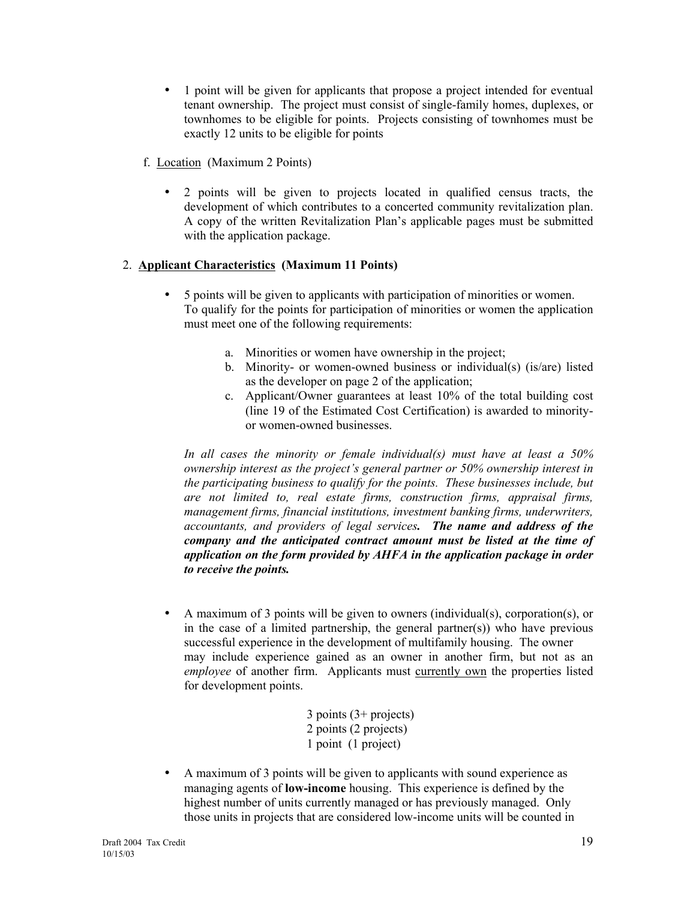- 1 point will be given for applicants that propose a project intended for eventual tenant ownership. The project must consist of single-family homes, duplexes, or townhomes to be eligible for points. Projects consisting of townhomes must be exactly 12 units to be eligible for points

f. Location (Maximum 2 Points)

- 2 points will be given to projects located in qualified census tracts, the development of which contributes to a concerted community revitalization plan. A copy of the written Revitalization Plan's applicable pages must be submitted with the application package.

2. **Applicant Characteristics (Maximum 11 Points)**

- 5 points will be given to applicants with participation of minorities or women. To qualify for the points for participation of minorities or women the application must meet one of the following requirements:

  a. Minorities or women have ownership in the project;
  b. Minority- or women-owned business or individual(s) (is/are) listed as the developer on page 2 of the application;
  c. Applicant/Owner guarantees at least 10% of the total building cost (line 19 of the Estimated Cost Certification) is awarded to minority- or women-owned businesses.

  *In all cases the minority or female individual(s) must have at least a 50% ownership interest as the project's general partner or 50% ownership interest in the participating business to qualify for the points. These businesses include, but are not limited to, real estate firms, construction firms, appraisal firms, management firms, financial institutions, investment banking firms, underwriters, accountants, and providers of legal services.* ***The name and address of the company and the anticipated contract amount must be listed at the time of application on the form provided by AHFA in the application package in order to receive the points.***

- A maximum of 3 points will be given to owners (individual(s), corporation(s), or in the case of a limited partnership, the general partner(s)) who have previous successful experience in the development of multifamily housing. The owner may include experience gained as an owner in another firm, but not as an *employee* of another firm. Applicants must currently own the properties listed for development points.

  3 points (3+ projects)
  2 points (2 projects)
  1 point (1 project)

- A maximum of 3 points will be given to applicants with sound experience as managing agents of **low-income** housing. This experience is defined by the highest number of units currently managed or has previously managed. Only those units in projects that are considered low-income units will be counted in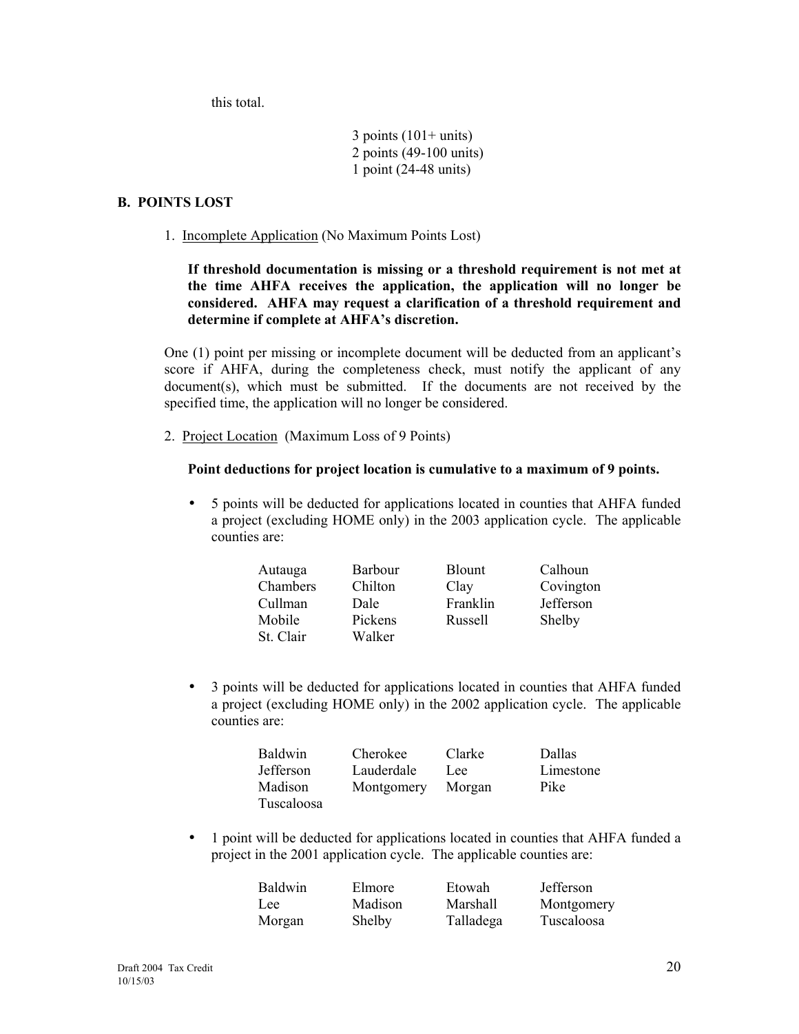this total.

3 points (101+ units)
2 points (49-100 units)
1 point (24-48 units)

## B. POINTS LOST

1. Incomplete Application (No Maximum Points Lost)

   **If threshold documentation is missing or a threshold requirement is not met at the time AHFA receives the application, the application will no longer be considered. AHFA may request a clarification of a threshold requirement and determine if complete at AHFA's discretion.**

   One (1) point per missing or incomplete document will be deducted from an applicant's score if AHFA, during the completeness check, must notify the applicant of any document(s), which must be submitted. If the documents are not received by the specified time, the application will no longer be considered.

2. Project Location (Maximum Loss of 9 Points)

   **Point deductions for project location is cumulative to a maximum of 9 points.**

   - 5 points will be deducted for applications located in counties that AHFA funded a project (excluding HOME only) in the 2003 application cycle. The applicable counties are:

| | | | |
|---|---|---|---|
| Autauga | Barbour | Blount | Calhoun |
| Chambers | Chilton | Clay | Covington |
| Cullman | Dale | Franklin | Jefferson |
| Mobile | Pickens | Russell | Shelby |
| St. Clair | Walker | | |

   - 3 points will be deducted for applications located in counties that AHFA funded a project (excluding HOME only) in the 2002 application cycle. The applicable counties are:

| | | | |
|---|---|---|---|
| Baldwin | Cherokee | Clarke | Dallas |
| Jefferson | Lauderdale | Lee | Limestone |
| Madison | Montgomery | Morgan | Pike |
| Tuscaloosa | | | |

   - 1 point will be deducted for applications located in counties that AHFA funded a project in the 2001 application cycle. The applicable counties are:

| | | | |
|---|---|---|---|
| Baldwin | Elmore | Etowah | Jefferson |
| Lee | Madison | Marshall | Montgomery |
| Morgan | Shelby | Talladega | Tuscaloosa |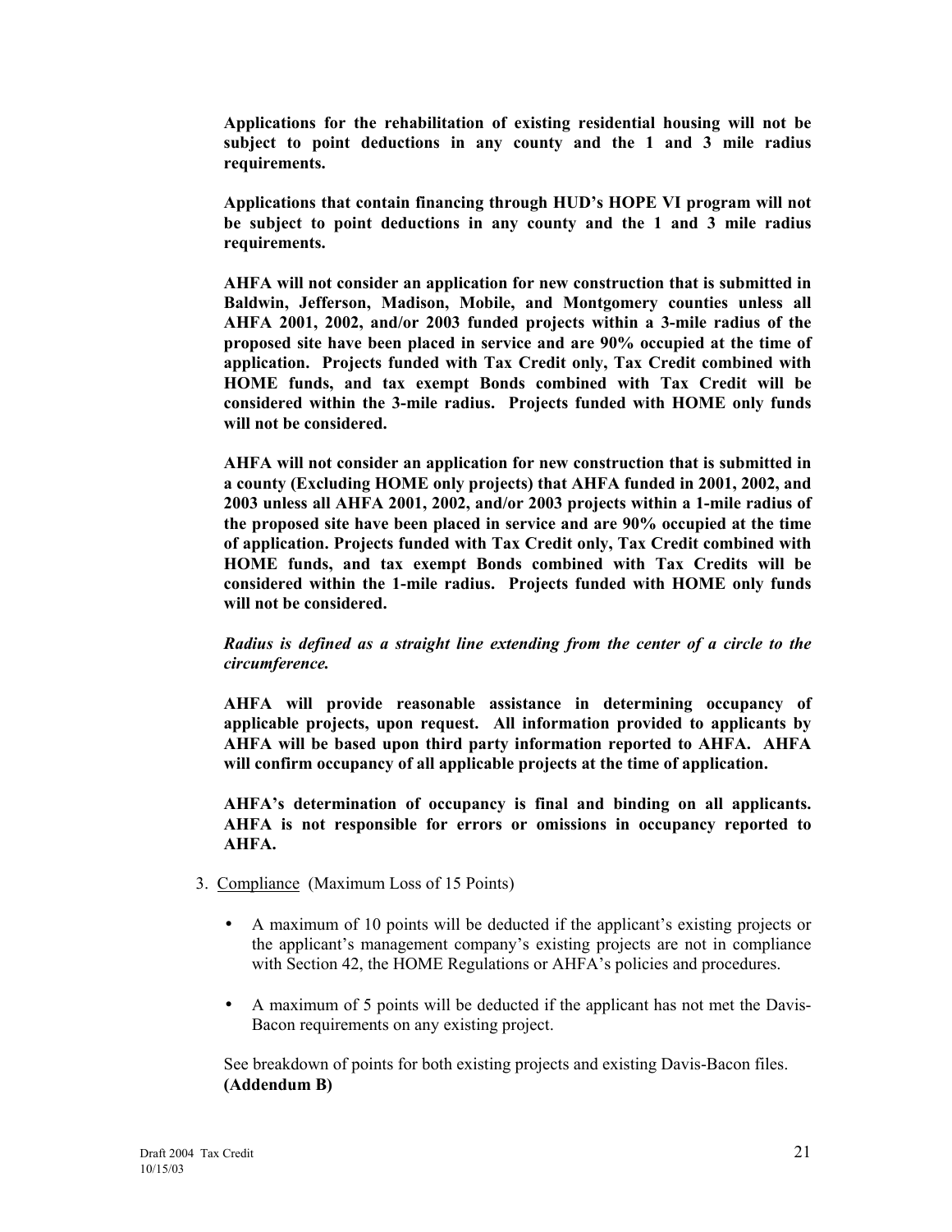**Applications for the rehabilitation of existing residential housing will not be subject to point deductions in any county and the 1 and 3 mile radius requirements.**

**Applications that contain financing through HUD's HOPE VI program will not be subject to point deductions in any county and the 1 and 3 mile radius requirements.**

**AHFA will not consider an application for new construction that is submitted in Baldwin, Jefferson, Madison, Mobile, and Montgomery counties unless all AHFA 2001, 2002, and/or 2003 funded projects within a 3-mile radius of the proposed site have been placed in service and are 90% occupied at the time of application. Projects funded with Tax Credit only, Tax Credit combined with HOME funds, and tax exempt Bonds combined with Tax Credit will be considered within the 3-mile radius. Projects funded with HOME only funds will not be considered.**

**AHFA will not consider an application for new construction that is submitted in a county (Excluding HOME only projects) that AHFA funded in 2001, 2002, and 2003 unless all AHFA 2001, 2002, and/or 2003 projects within a 1-mile radius of the proposed site have been placed in service and are 90% occupied at the time of application. Projects funded with Tax Credit only, Tax Credit combined with HOME funds, and tax exempt Bonds combined with Tax Credits will be considered within the 1-mile radius. Projects funded with HOME only funds will not be considered.**

***Radius is defined as a straight line extending from the center of a circle to the circumference.***

**AHFA will provide reasonable assistance in determining occupancy of applicable projects, upon request. All information provided to applicants by AHFA will be based upon third party information reported to AHFA. AHFA will confirm occupancy of all applicable projects at the time of application.**

**AHFA's determination of occupancy is final and binding on all applicants. AHFA is not responsible for errors or omissions in occupancy reported to AHFA.**

3. Compliance (Maximum Loss of 15 Points)

- A maximum of 10 points will be deducted if the applicant's existing projects or the applicant's management company's existing projects are not in compliance with Section 42, the HOME Regulations or AHFA's policies and procedures.

- A maximum of 5 points will be deducted if the applicant has not met the Davis-Bacon requirements on any existing project.

See breakdown of points for both existing projects and existing Davis-Bacon files. **(Addendum B)**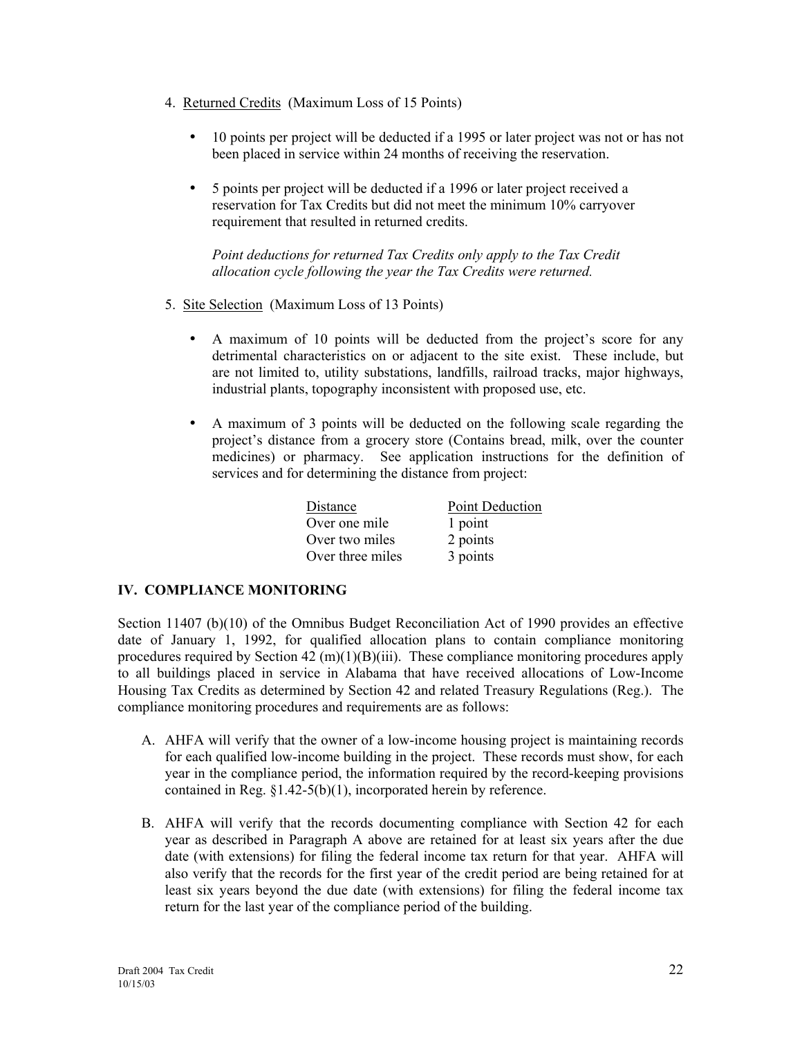4. <u>Returned Credits</u> (Maximum Loss of 15 Points)

   - 10 points per project will be deducted if a 1995 or later project was not or has not been placed in service within 24 months of receiving the reservation.

   - 5 points per project will be deducted if a 1996 or later project received a reservation for Tax Credits but did not meet the minimum 10% carryover requirement that resulted in returned credits.

   *Point deductions for returned Tax Credits only apply to the Tax Credit allocation cycle following the year the Tax Credits were returned.*

5. <u>Site Selection</u> (Maximum Loss of 13 Points)

   - A maximum of 10 points will be deducted from the project's score for any detrimental characteristics on or adjacent to the site exist. These include, but are not limited to, utility substations, landfills, railroad tracks, major highways, industrial plants, topography inconsistent with proposed use, etc.

   - A maximum of 3 points will be deducted on the following scale regarding the project's distance from a grocery store (Contains bread, milk, over the counter medicines) or pharmacy. See application instructions for the definition of services and for determining the distance from project:

| Distance | Point Deduction |
|---|---|
| Over one mile | 1 point |
| Over two miles | 2 points |
| Over three miles | 3 points |

## IV. COMPLIANCE MONITORING

Section 11407 (b)(10) of the Omnibus Budget Reconciliation Act of 1990 provides an effective date of January 1, 1992, for qualified allocation plans to contain compliance monitoring procedures required by Section 42 (m)(1)(B)(iii). These compliance monitoring procedures apply to all buildings placed in service in Alabama that have received allocations of Low-Income Housing Tax Credits as determined by Section 42 and related Treasury Regulations (Reg.). The compliance monitoring procedures and requirements are as follows:

A. AHFA will verify that the owner of a low-income housing project is maintaining records for each qualified low-income building in the project. These records must show, for each year in the compliance period, the information required by the record-keeping provisions contained in Reg. §1.42-5(b)(1), incorporated herein by reference.

B. AHFA will verify that the records documenting compliance with Section 42 for each year as described in Paragraph A above are retained for at least six years after the due date (with extensions) for filing the federal income tax return for that year. AHFA will also verify that the records for the first year of the credit period are being retained for at least six years beyond the due date (with extensions) for filing the federal income tax return for the last year of the compliance period of the building.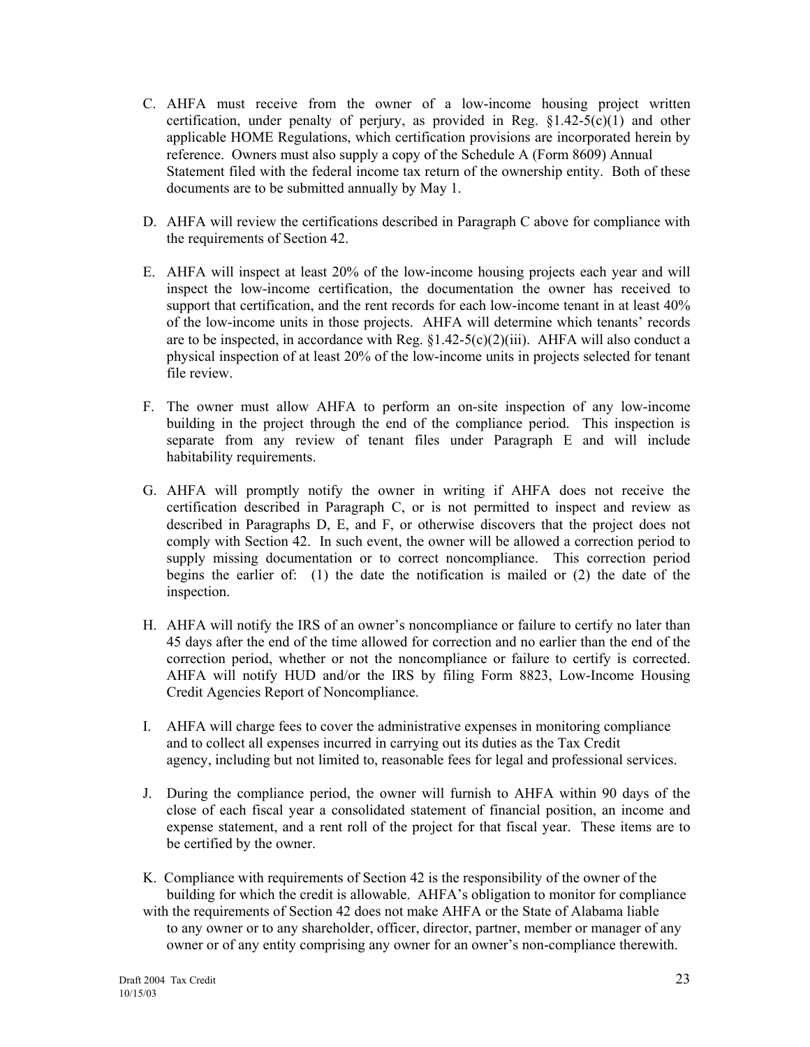C. AHFA must receive from the owner of a low-income housing project written certification, under penalty of perjury, as provided in Reg. §1.42-5(c)(1) and other applicable HOME Regulations, which certification provisions are incorporated herein by reference. Owners must also supply a copy of the Schedule A (Form 8609) Annual Statement filed with the federal income tax return of the ownership entity. Both of these documents are to be submitted annually by May 1.

D. AHFA will review the certifications described in Paragraph C above for compliance with the requirements of Section 42.

E. AHFA will inspect at least 20% of the low-income housing projects each year and will inspect the low-income certification, the documentation the owner has received to support that certification, and the rent records for each low-income tenant in at least 40% of the low-income units in those projects. AHFA will determine which tenants' records are to be inspected, in accordance with Reg. §1.42-5(c)(2)(iii). AHFA will also conduct a physical inspection of at least 20% of the low-income units in projects selected for tenant file review.

F. The owner must allow AHFA to perform an on-site inspection of any low-income building in the project through the end of the compliance period. This inspection is separate from any review of tenant files under Paragraph E and will include habitability requirements.

G. AHFA will promptly notify the owner in writing if AHFA does not receive the certification described in Paragraph C, or is not permitted to inspect and review as described in Paragraphs D, E, and F, or otherwise discovers that the project does not comply with Section 42. In such event, the owner will be allowed a correction period to supply missing documentation or to correct noncompliance. This correction period begins the earlier of: (1) the date the notification is mailed or (2) the date of the inspection.

H. AHFA will notify the IRS of an owner's noncompliance or failure to certify no later than 45 days after the end of the time allowed for correction and no earlier than the end of the correction period, whether or not the noncompliance or failure to certify is corrected. AHFA will notify HUD and/or the IRS by filing Form 8823, Low-Income Housing Credit Agencies Report of Noncompliance.

I. AHFA will charge fees to cover the administrative expenses in monitoring compliance and to collect all expenses incurred in carrying out its duties as the Tax Credit agency, including but not limited to, reasonable fees for legal and professional services.

J. During the compliance period, the owner will furnish to AHFA within 90 days of the close of each fiscal year a consolidated statement of financial position, an income and expense statement, and a rent roll of the project for that fiscal year. These items are to be certified by the owner.

K. Compliance with requirements of Section 42 is the responsibility of the owner of the building for which the credit is allowable. AHFA's obligation to monitor for compliance with the requirements of Section 42 does not make AHFA or the State of Alabama liable to any owner or to any shareholder, officer, director, partner, member or manager of any owner or of any entity comprising any owner for an owner's non-compliance therewith.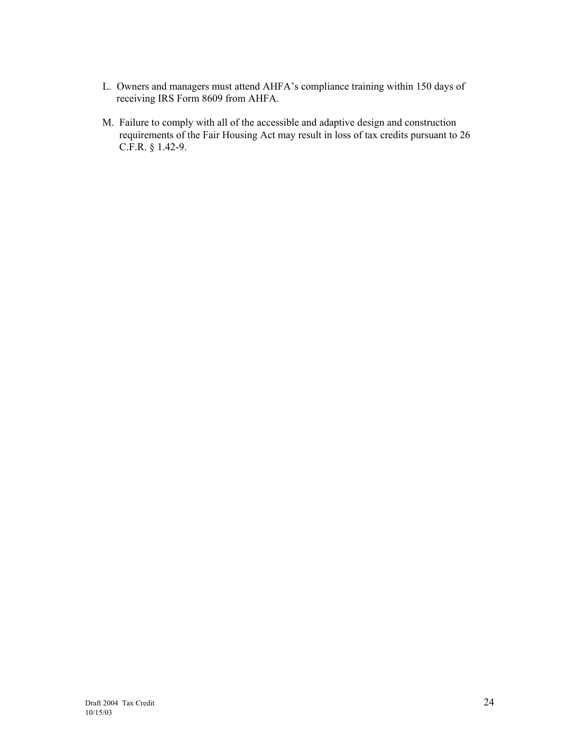L. Owners and managers must attend AHFA's compliance training within 150 days of receiving IRS Form 8609 from AHFA.

M. Failure to comply with all of the accessible and adaptive design and construction requirements of the Fair Housing Act may result in loss of tax credits pursuant to 26 C.F.R. § 1.42-9.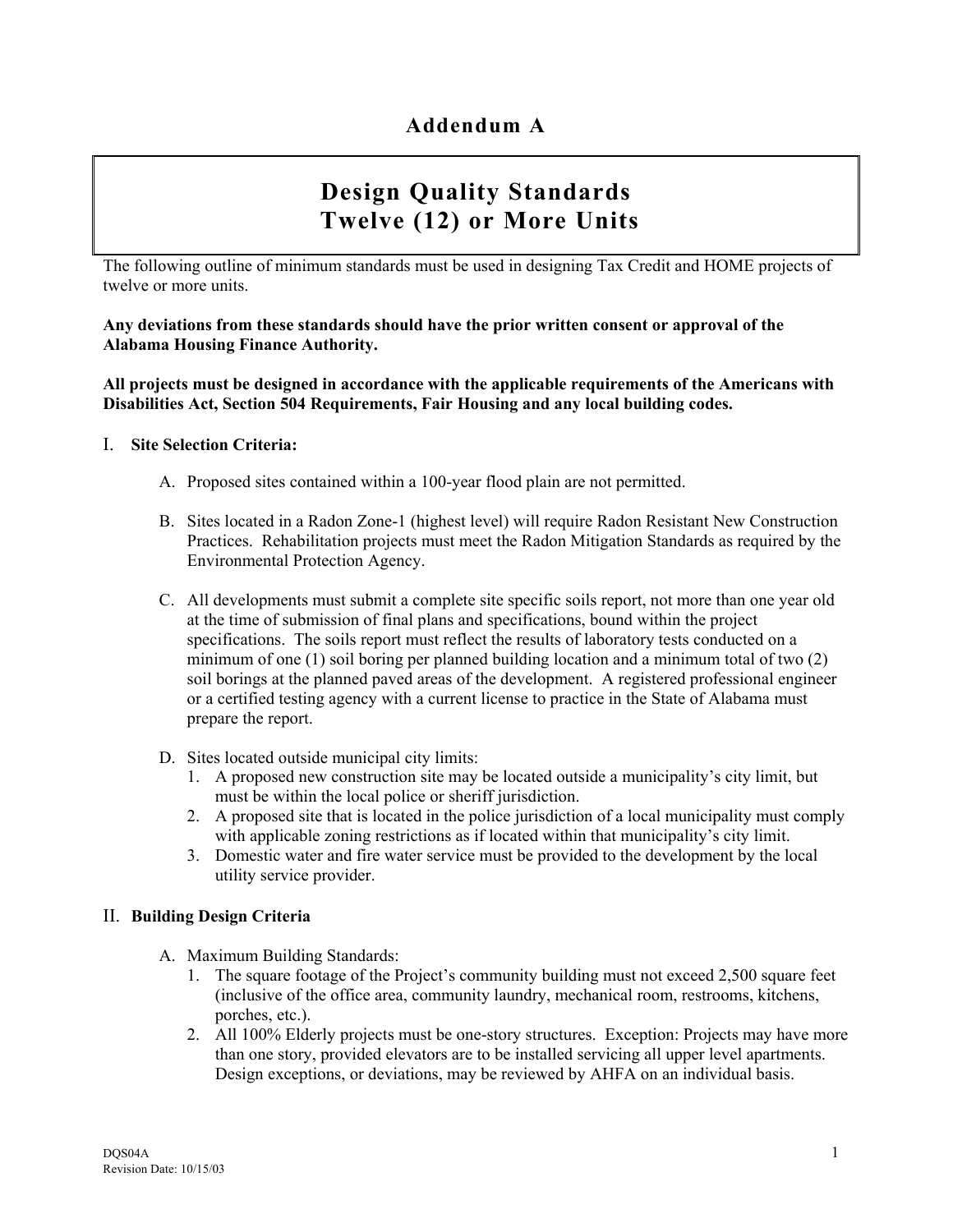# Addendum A

## Design Quality Standards
## Twelve (12) or More Units

The following outline of minimum standards must be used in designing Tax Credit and HOME projects of twelve or more units.

**Any deviations from these standards should have the prior written consent or approval of the Alabama Housing Finance Authority.**

**All projects must be designed in accordance with the applicable requirements of the Americans with Disabilities Act, Section 504 Requirements, Fair Housing and any local building codes.**

I. **Site Selection Criteria:**

A. Proposed sites contained within a 100-year flood plain are not permitted.

B. Sites located in a Radon Zone-1 (highest level) will require Radon Resistant New Construction Practices. Rehabilitation projects must meet the Radon Mitigation Standards as required by the Environmental Protection Agency.

C. All developments must submit a complete site specific soils report, not more than one year old at the time of submission of final plans and specifications, bound within the project specifications. The soils report must reflect the results of laboratory tests conducted on a minimum of one (1) soil boring per planned building location and a minimum total of two (2) soil borings at the planned paved areas of the development. A registered professional engineer or a certified testing agency with a current license to practice in the State of Alabama must prepare the report.

D. Sites located outside municipal city limits:
   1. A proposed new construction site may be located outside a municipality's city limit, but must be within the local police or sheriff jurisdiction.
   2. A proposed site that is located in the police jurisdiction of a local municipality must comply with applicable zoning restrictions as if located within that municipality's city limit.
   3. Domestic water and fire water service must be provided to the development by the local utility service provider.

II. **Building Design Criteria**

A. Maximum Building Standards:
   1. The square footage of the Project's community building must not exceed 2,500 square feet (inclusive of the office area, community laundry, mechanical room, restrooms, kitchens, porches, etc.).
   2. All 100% Elderly projects must be one-story structures. Exception: Projects may have more than one story, provided elevators are to be installed servicing all upper level apartments. Design exceptions, or deviations, may be reviewed by AHFA on an individual basis.

DQS04A
Revision Date: 10/15/03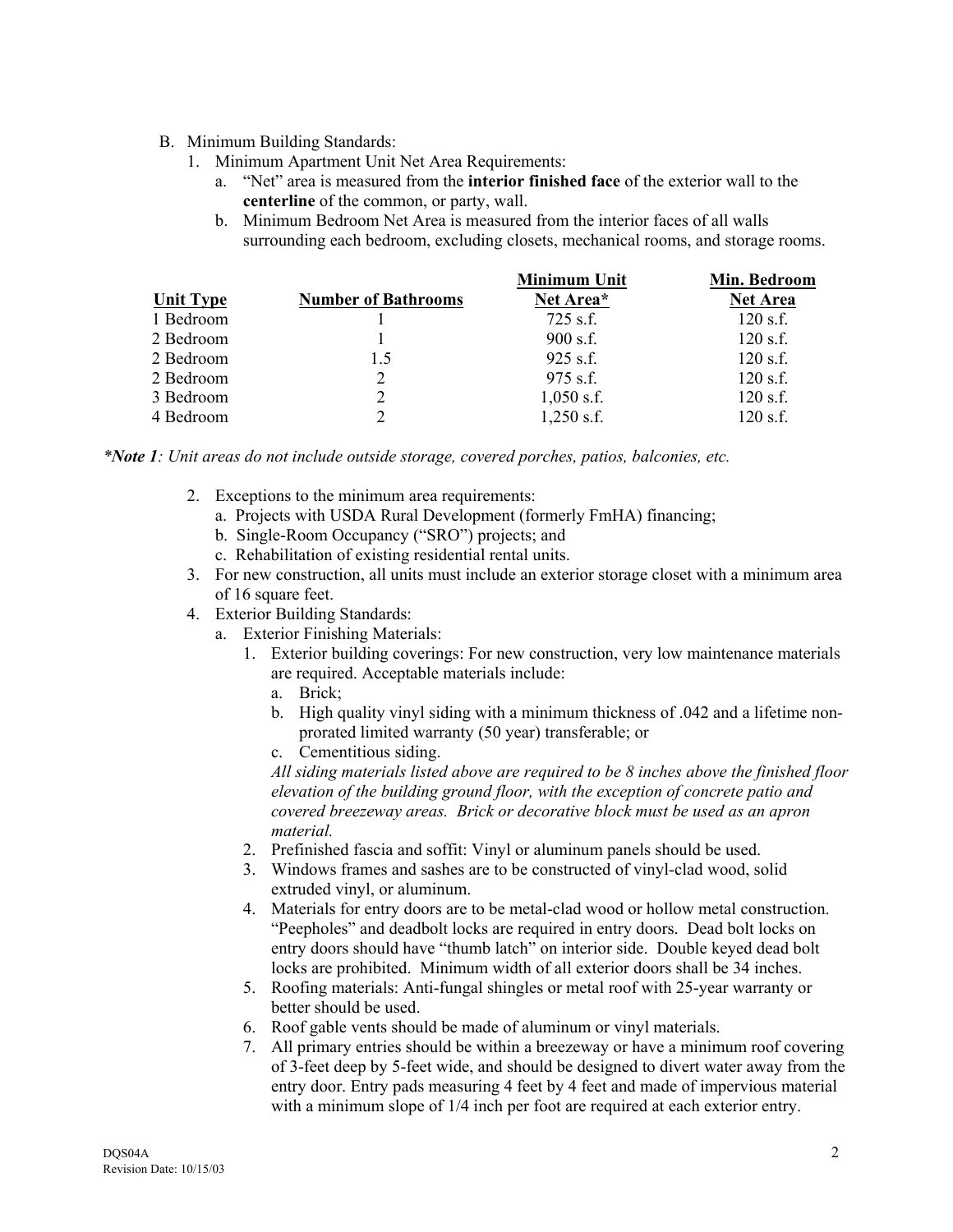B. Minimum Building Standards:
  1. Minimum Apartment Unit Net Area Requirements:
     a. "Net" area is measured from the **interior finished face** of the exterior wall to the **centerline** of the common, or party, wall.
     b. Minimum Bedroom Net Area is measured from the interior faces of all walls surrounding each bedroom, excluding closets, mechanical rooms, and storage rooms.

| Unit Type | Number of Bathrooms | Minimum Unit Net Area* | Min. Bedroom Net Area |
|---|---|---|---|
| 1 Bedroom | 1 | 725 s.f. | 120 s.f. |
| 2 Bedroom | 1 | 900 s.f. | 120 s.f. |
| 2 Bedroom | 1.5 | 925 s.f. | 120 s.f. |
| 2 Bedroom | 2 | 975 s.f. | 120 s.f. |
| 3 Bedroom | 2 | 1,050 s.f. | 120 s.f. |
| 4 Bedroom | 2 | 1,250 s.f. | 120 s.f. |

*\*Note 1: Unit areas do not include outside storage, covered porches, patios, balconies, etc.*

  2. Exceptions to the minimum area requirements:
     a. Projects with USDA Rural Development (formerly FmHA) financing;
     b. Single-Room Occupancy ("SRO") projects; and
     c. Rehabilitation of existing residential rental units.
  3. For new construction, all units must include an exterior storage closet with a minimum area of 16 square feet.
  4. Exterior Building Standards:
     a. Exterior Finishing Materials:
        1. Exterior building coverings: For new construction, very low maintenance materials are required. Acceptable materials include:
           a. Brick;
           b. High quality vinyl siding with a minimum thickness of .042 and a lifetime non-prorated limited warranty (50 year) transferable; or
           c. Cementitious siding.

           *All siding materials listed above are required to be 8 inches above the finished floor elevation of the building ground floor, with the exception of concrete patio and covered breezeway areas. Brick or decorative block must be used as an apron material.*
        2. Prefinished fascia and soffit: Vinyl or aluminum panels should be used.
        3. Windows frames and sashes are to be constructed of vinyl-clad wood, solid extruded vinyl, or aluminum.
        4. Materials for entry doors are to be metal-clad wood or hollow metal construction. "Peepholes" and deadbolt locks are required in entry doors. Dead bolt locks on entry doors should have "thumb latch" on interior side. Double keyed dead bolt locks are prohibited. Minimum width of all exterior doors shall be 34 inches.
        5. Roofing materials: Anti-fungal shingles or metal roof with 25-year warranty or better should be used.
        6. Roof gable vents should be made of aluminum or vinyl materials.
        7. All primary entries should be within a breezeway or have a minimum roof covering of 3-feet deep by 5-feet wide, and should be designed to divert water away from the entry door. Entry pads measuring 4 feet by 4 feet and made of impervious material with a minimum slope of 1/4 inch per foot are required at each exterior entry.

DQS04A
Revision Date: 10/15/03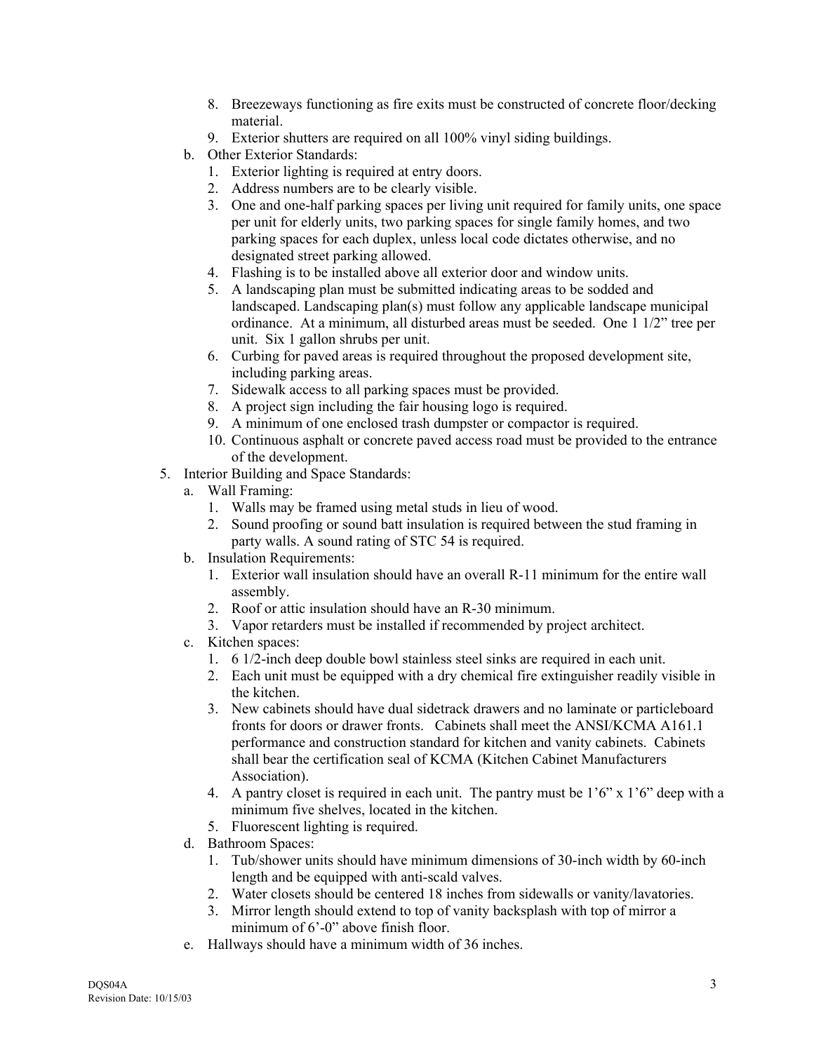8. Breezeways functioning as fire exits must be constructed of concrete floor/decking material.
9. Exterior shutters are required on all 100% vinyl siding buildings.

b. Other Exterior Standards:
   1. Exterior lighting is required at entry doors.
   2. Address numbers are to be clearly visible.
   3. One and one-half parking spaces per living unit required for family units, one space per unit for elderly units, two parking spaces for single family homes, and two parking spaces for each duplex, unless local code dictates otherwise, and no designated street parking allowed.
   4. Flashing is to be installed above all exterior door and window units.
   5. A landscaping plan must be submitted indicating areas to be sodded and landscaped. Landscaping plan(s) must follow any applicable landscape municipal ordinance. At a minimum, all disturbed areas must be seeded. One 1 1/2" tree per unit. Six 1 gallon shrubs per unit.
   6. Curbing for paved areas is required throughout the proposed development site, including parking areas.
   7. Sidewalk access to all parking spaces must be provided.
   8. A project sign including the fair housing logo is required.
   9. A minimum of one enclosed trash dumpster or compactor is required.
   10. Continuous asphalt or concrete paved access road must be provided to the entrance of the development.

5. Interior Building and Space Standards:
   a. Wall Framing:
      1. Walls may be framed using metal studs in lieu of wood.
      2. Sound proofing or sound batt insulation is required between the stud framing in party walls. A sound rating of STC 54 is required.
   b. Insulation Requirements:
      1. Exterior wall insulation should have an overall R-11 minimum for the entire wall assembly.
      2. Roof or attic insulation should have an R-30 minimum.
      3. Vapor retarders must be installed if recommended by project architect.
   c. Kitchen spaces:
      1. 6 1/2-inch deep double bowl stainless steel sinks are required in each unit.
      2. Each unit must be equipped with a dry chemical fire extinguisher readily visible in the kitchen.
      3. New cabinets should have dual sidetrack drawers and no laminate or particleboard fronts for doors or drawer fronts. Cabinets shall meet the ANSI/KCMA A161.1 performance and construction standard for kitchen and vanity cabinets. Cabinets shall bear the certification seal of KCMA (Kitchen Cabinet Manufacturers Association).
      4. A pantry closet is required in each unit. The pantry must be 1'6" x 1'6" deep with a minimum five shelves, located in the kitchen.
      5. Fluorescent lighting is required.
   d. Bathroom Spaces:
      1. Tub/shower units should have minimum dimensions of 30-inch width by 60-inch length and be equipped with anti-scald valves.
      2. Water closets should be centered 18 inches from sidewalls or vanity/lavatories.
      3. Mirror length should extend to top of vanity backsplash with top of mirror a minimum of 6'-0" above finish floor.
   e. Hallways should have a minimum width of 36 inches.

DQS04A
Revision Date: 10/15/03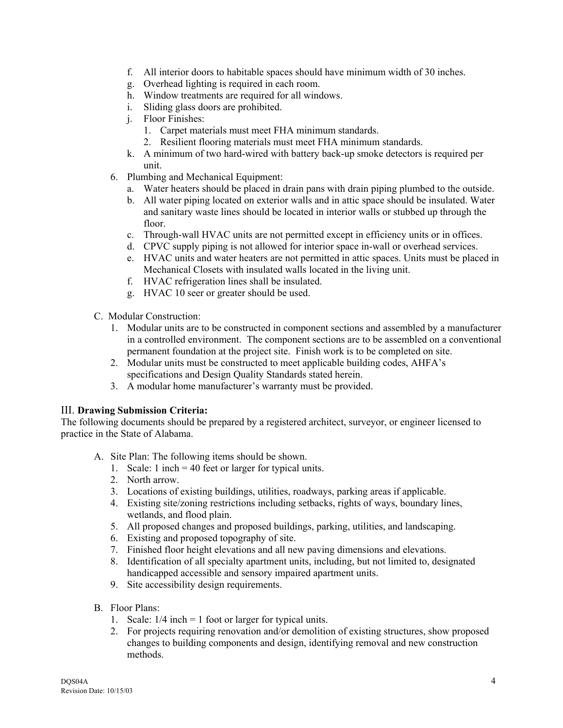f. All interior doors to habitable spaces should have minimum width of 30 inches.
g. Overhead lighting is required in each room.
h. Window treatments are required for all windows.
i. Sliding glass doors are prohibited.
j. Floor Finishes:
   1. Carpet materials must meet FHA minimum standards.
   2. Resilient flooring materials must meet FHA minimum standards.
k. A minimum of two hard-wired with battery back-up smoke detectors is required per unit.

6. Plumbing and Mechanical Equipment:
   a. Water heaters should be placed in drain pans with drain piping plumbed to the outside.
   b. All water piping located on exterior walls and in attic space should be insulated. Water and sanitary waste lines should be located in interior walls or stubbed up through the floor.
   c. Through-wall HVAC units are not permitted except in efficiency units or in offices.
   d. CPVC supply piping is not allowed for interior space in-wall or overhead services.
   e. HVAC units and water heaters are not permitted in attic spaces. Units must be placed in Mechanical Closets with insulated walls located in the living unit.
   f. HVAC refrigeration lines shall be insulated.
   g. HVAC 10 seer or greater should be used.

C. Modular Construction:
   1. Modular units are to be constructed in component sections and assembled by a manufacturer in a controlled environment. The component sections are to be assembled on a conventional permanent foundation at the project site. Finish work is to be completed on site.
   2. Modular units must be constructed to meet applicable building codes, AHFA's specifications and Design Quality Standards stated herein.
   3. A modular home manufacturer's warranty must be provided.

## III. **Drawing Submission Criteria:**

The following documents should be prepared by a registered architect, surveyor, or engineer licensed to practice in the State of Alabama.

A. Site Plan: The following items should be shown.
   1. Scale: 1 inch = 40 feet or larger for typical units.
   2. North arrow.
   3. Locations of existing buildings, utilities, roadways, parking areas if applicable.
   4. Existing site/zoning restrictions including setbacks, rights of ways, boundary lines, wetlands, and flood plain.
   5. All proposed changes and proposed buildings, parking, utilities, and landscaping.
   6. Existing and proposed topography of site.
   7. Finished floor height elevations and all new paving dimensions and elevations.
   8. Identification of all specialty apartment units, including, but not limited to, designated handicapped accessible and sensory impaired apartment units.
   9. Site accessibility design requirements.

B. Floor Plans:
   1. Scale: 1/4 inch = 1 foot or larger for typical units.
   2. For projects requiring renovation and/or demolition of existing structures, show proposed changes to building components and design, identifying removal and new construction methods.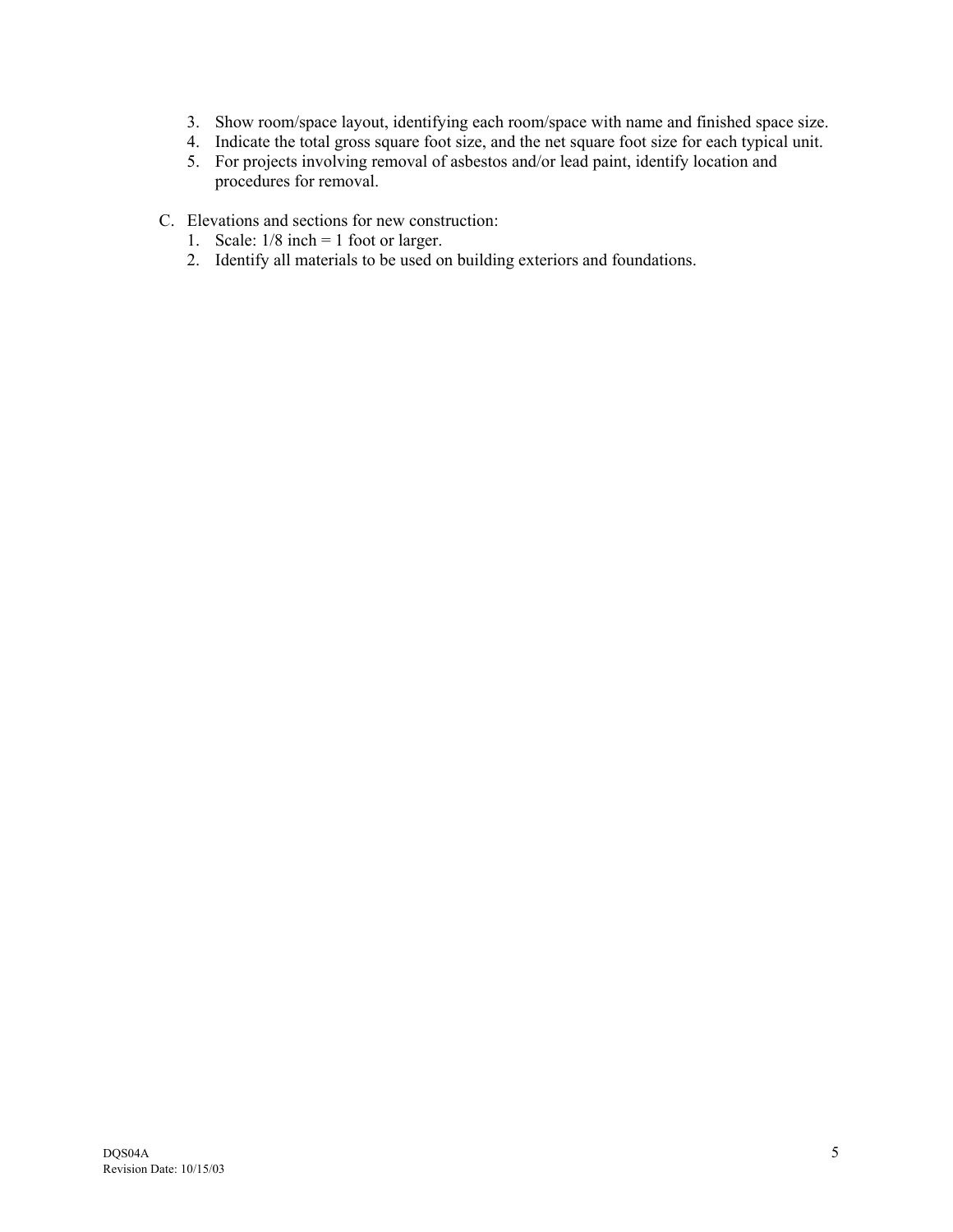3. Show room/space layout, identifying each room/space with name and finished space size.
4. Indicate the total gross square foot size, and the net square foot size for each typical unit.
5. For projects involving removal of asbestos and/or lead paint, identify location and procedures for removal.

C. Elevations and sections for new construction:
   1. Scale: 1/8 inch = 1 foot or larger.
   2. Identify all materials to be used on building exteriors and foundations.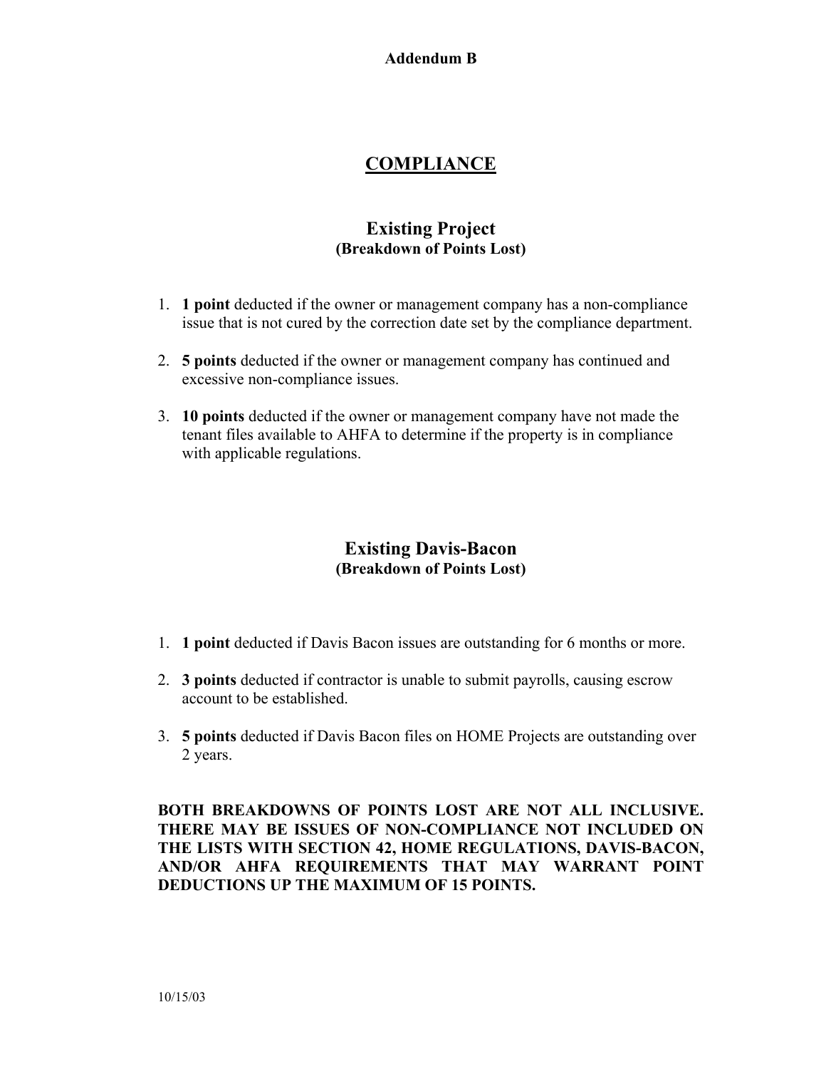**Addendum B**

# COMPLIANCE

## Existing Project

**(Breakdown of Points Lost)**

1. **1 point** deducted if the owner or management company has a non-compliance issue that is not cured by the correction date set by the compliance department.
2. **5 points** deducted if the owner or management company has continued and excessive non-compliance issues.
3. **10 points** deducted if the owner or management company have not made the tenant files available to AHFA to determine if the property is in compliance with applicable regulations.

## Existing Davis-Bacon

**(Breakdown of Points Lost)**

1. **1 point** deducted if Davis Bacon issues are outstanding for 6 months or more.
2. **3 points** deducted if contractor is unable to submit payrolls, causing escrow account to be established.
3. **5 points** deducted if Davis Bacon files on HOME Projects are outstanding over 2 years.

**BOTH BREAKDOWNS OF POINTS LOST ARE NOT ALL INCLUSIVE. THERE MAY BE ISSUES OF NON-COMPLIANCE NOT INCLUDED ON THE LISTS WITH SECTION 42, HOME REGULATIONS, DAVIS-BACON, AND/OR AHFA REQUIREMENTS THAT MAY WARRANT POINT DEDUCTIONS UP THE MAXIMUM OF 15 POINTS.**

10/15/03